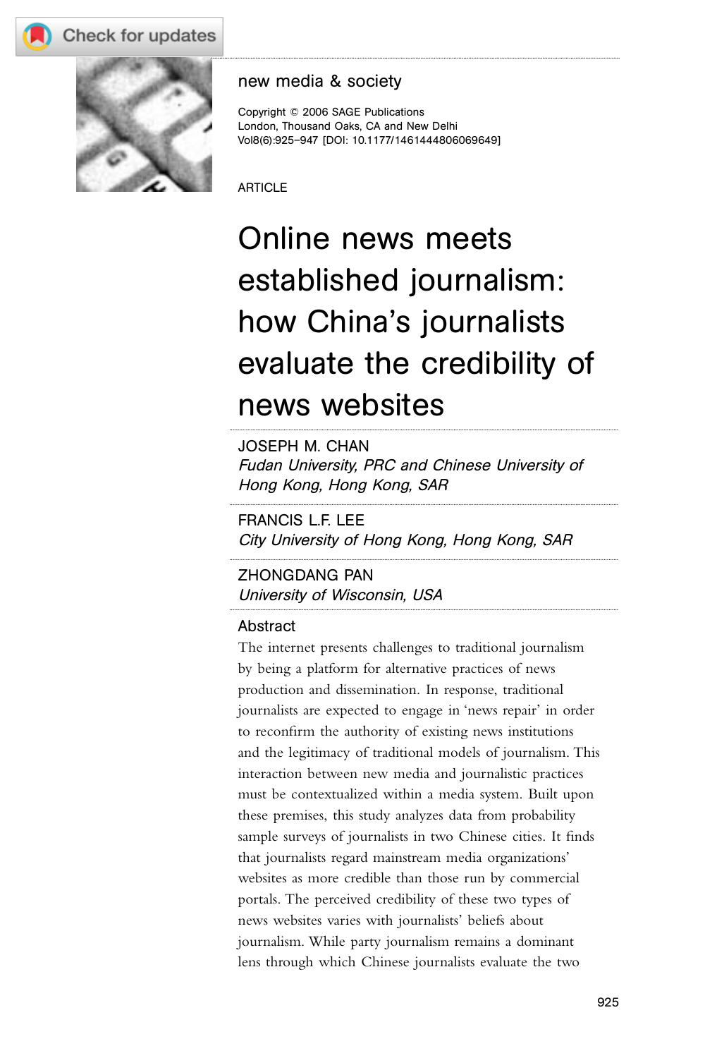new media & society

Copyright © 2006 SAGE Publications
London, Thousand Oaks, CA and New Delhi
Vol8(6):925–947 [DOI: 10.1177/1461444806069649]

ARTICLE

# Online news meets established journalism: how China's journalists evaluate the credibility of news websites

JOSEPH M. CHAN
*Fudan University, PRC and Chinese University of Hong Kong, Hong Kong, SAR*

FRANCIS L.F. LEE
*City University of Hong Kong, Hong Kong, SAR*

ZHONGDANG PAN
*University of Wisconsin, USA*

## Abstract

The internet presents challenges to traditional journalism by being a platform for alternative practices of news production and dissemination. In response, traditional journalists are expected to engage in 'news repair' in order to reconfirm the authority of existing news institutions and the legitimacy of traditional models of journalism. This interaction between new media and journalistic practices must be contextualized within a media system. Built upon these premises, this study analyzes data from probability sample surveys of journalists in two Chinese cities. It finds that journalists regard mainstream media organizations' websites as more credible than those run by commercial portals. The perceived credibility of these two types of news websites varies with journalists' beliefs about journalism. While party journalism remains a dominant lens through which Chinese journalists evaluate the two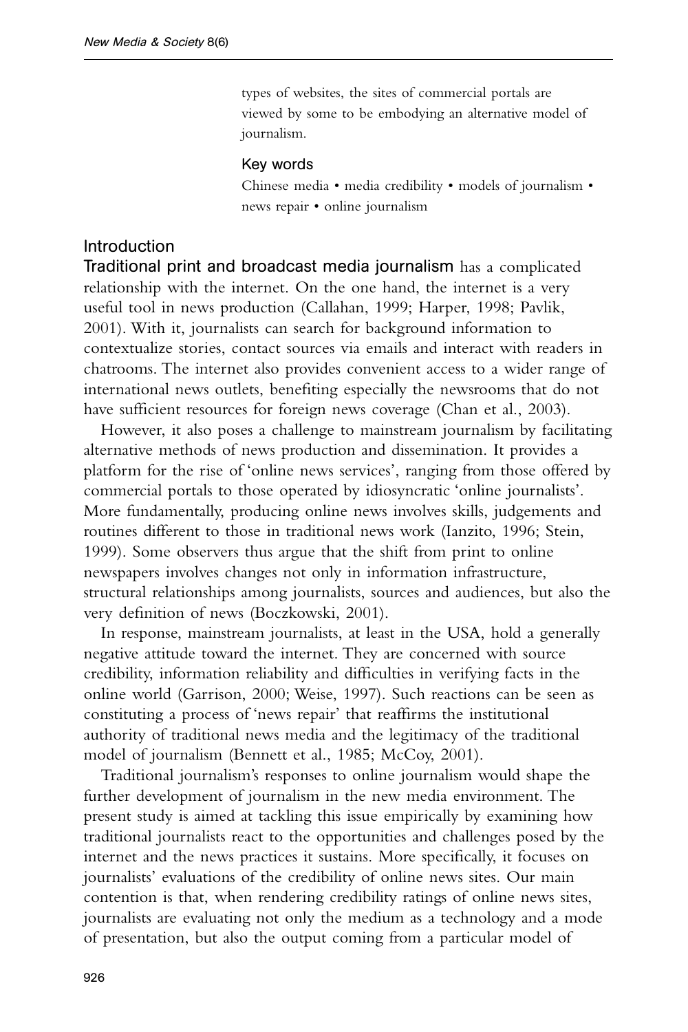types of websites, the sites of commercial portals are viewed by some to be embodying an alternative model of journalism.

### Key words

Chinese media • media credibility • models of journalism • news repair • online journalism

## Introduction

Traditional print and broadcast media journalism has a complicated relationship with the internet. On the one hand, the internet is a very useful tool in news production (Callahan, 1999; Harper, 1998; Pavlik, 2001). With it, journalists can search for background information to contextualize stories, contact sources via emails and interact with readers in chatrooms. The internet also provides convenient access to a wider range of international news outlets, benefiting especially the newsrooms that do not have sufficient resources for foreign news coverage (Chan et al., 2003).

However, it also poses a challenge to mainstream journalism by facilitating alternative methods of news production and dissemination. It provides a platform for the rise of 'online news services', ranging from those offered by commercial portals to those operated by idiosyncratic 'online journalists'. More fundamentally, producing online news involves skills, judgements and routines different to those in traditional news work (Ianzito, 1996; Stein, 1999). Some observers thus argue that the shift from print to online newspapers involves changes not only in information infrastructure, structural relationships among journalists, sources and audiences, but also the very definition of news (Boczkowski, 2001).

In response, mainstream journalists, at least in the USA, hold a generally negative attitude toward the internet. They are concerned with source credibility, information reliability and difficulties in verifying facts in the online world (Garrison, 2000; Weise, 1997). Such reactions can be seen as constituting a process of 'news repair' that reaffirms the institutional authority of traditional news media and the legitimacy of the traditional model of journalism (Bennett et al., 1985; McCoy, 2001).

Traditional journalism's responses to online journalism would shape the further development of journalism in the new media environment. The present study is aimed at tackling this issue empirically by examining how traditional journalists react to the opportunities and challenges posed by the internet and the news practices it sustains. More specifically, it focuses on journalists' evaluations of the credibility of online news sites. Our main contention is that, when rendering credibility ratings of online news sites, journalists are evaluating not only the medium as a technology and a mode of presentation, but also the output coming from a particular model of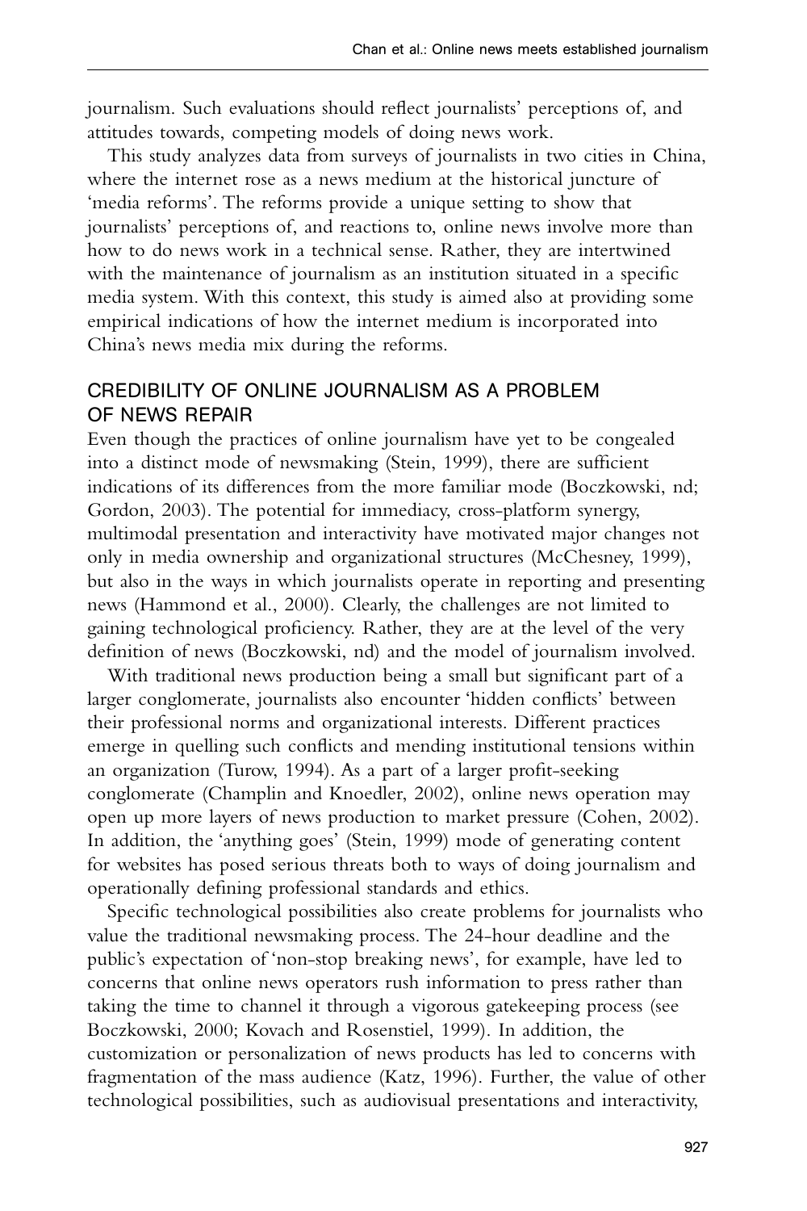journalism. Such evaluations should reflect journalists' perceptions of, and attitudes towards, competing models of doing news work.

This study analyzes data from surveys of journalists in two cities in China, where the internet rose as a news medium at the historical juncture of 'media reforms'. The reforms provide a unique setting to show that journalists' perceptions of, and reactions to, online news involve more than how to do news work in a technical sense. Rather, they are intertwined with the maintenance of journalism as an institution situated in a specific media system. With this context, this study is aimed also at providing some empirical indications of how the internet medium is incorporated into China's news media mix during the reforms.

## CREDIBILITY OF ONLINE JOURNALISM AS A PROBLEM OF NEWS REPAIR

Even though the practices of online journalism have yet to be congealed into a distinct mode of newsmaking (Stein, 1999), there are sufficient indications of its differences from the more familiar mode (Boczkowski, nd; Gordon, 2003). The potential for immediacy, cross-platform synergy, multimodal presentation and interactivity have motivated major changes not only in media ownership and organizational structures (McChesney, 1999), but also in the ways in which journalists operate in reporting and presenting news (Hammond et al., 2000). Clearly, the challenges are not limited to gaining technological proficiency. Rather, they are at the level of the very definition of news (Boczkowski, nd) and the model of journalism involved.

With traditional news production being a small but significant part of a larger conglomerate, journalists also encounter 'hidden conflicts' between their professional norms and organizational interests. Different practices emerge in quelling such conflicts and mending institutional tensions within an organization (Turow, 1994). As a part of a larger profit-seeking conglomerate (Champlin and Knoedler, 2002), online news operation may open up more layers of news production to market pressure (Cohen, 2002). In addition, the 'anything goes' (Stein, 1999) mode of generating content for websites has posed serious threats both to ways of doing journalism and operationally defining professional standards and ethics.

Specific technological possibilities also create problems for journalists who value the traditional newsmaking process. The 24-hour deadline and the public's expectation of 'non-stop breaking news', for example, have led to concerns that online news operators rush information to press rather than taking the time to channel it through a vigorous gatekeeping process (see Boczkowski, 2000; Kovach and Rosenstiel, 1999). In addition, the customization or personalization of news products has led to concerns with fragmentation of the mass audience (Katz, 1996). Further, the value of other technological possibilities, such as audiovisual presentations and interactivity,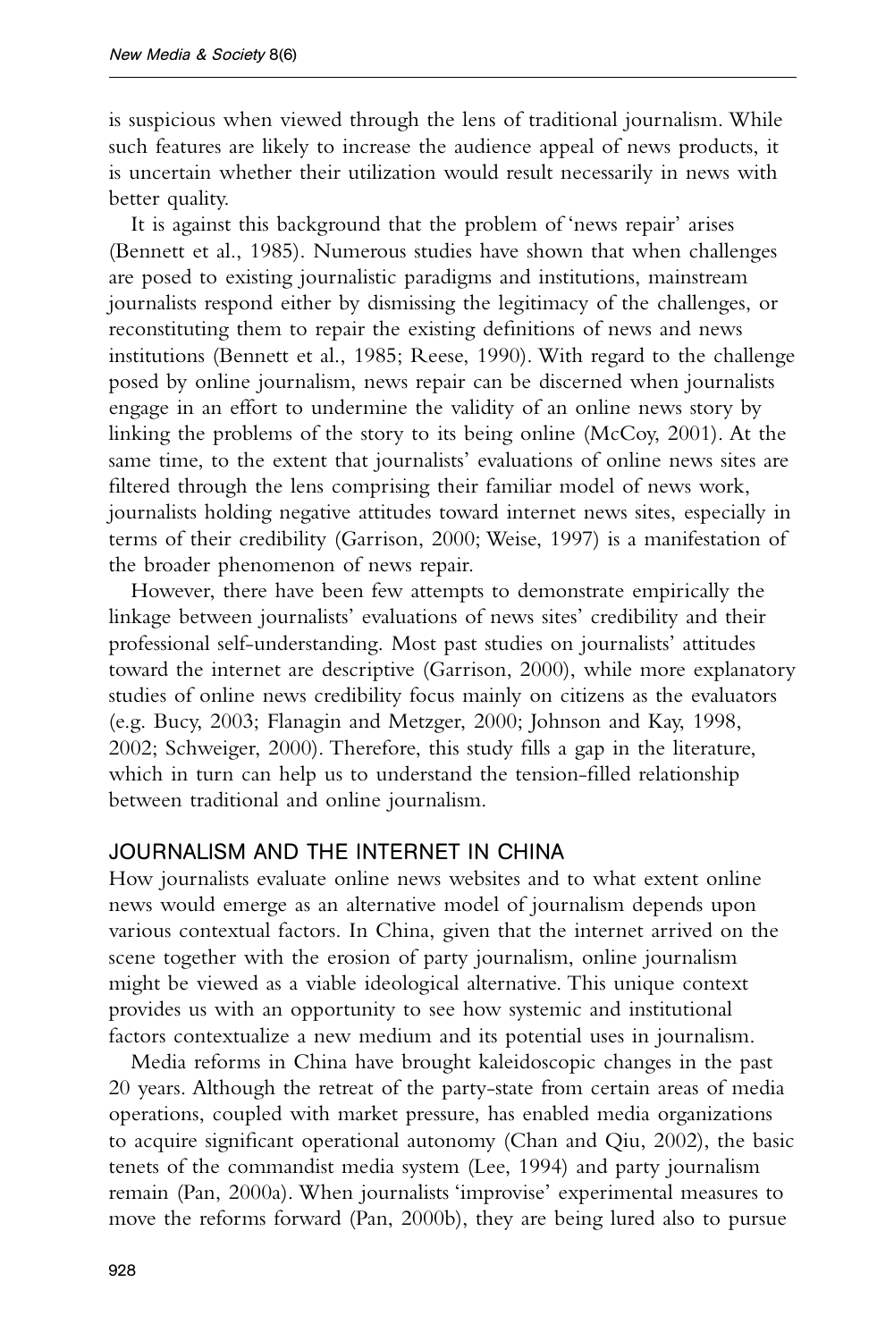is suspicious when viewed through the lens of traditional journalism. While such features are likely to increase the audience appeal of news products, it is uncertain whether their utilization would result necessarily in news with better quality.

It is against this background that the problem of 'news repair' arises (Bennett et al., 1985). Numerous studies have shown that when challenges are posed to existing journalistic paradigms and institutions, mainstream journalists respond either by dismissing the legitimacy of the challenges, or reconstituting them to repair the existing definitions of news and news institutions (Bennett et al., 1985; Reese, 1990). With regard to the challenge posed by online journalism, news repair can be discerned when journalists engage in an effort to undermine the validity of an online news story by linking the problems of the story to its being online (McCoy, 2001). At the same time, to the extent that journalists' evaluations of online news sites are filtered through the lens comprising their familiar model of news work, journalists holding negative attitudes toward internet news sites, especially in terms of their credibility (Garrison, 2000; Weise, 1997) is a manifestation of the broader phenomenon of news repair.

However, there have been few attempts to demonstrate empirically the linkage between journalists' evaluations of news sites' credibility and their professional self-understanding. Most past studies on journalists' attitudes toward the internet are descriptive (Garrison, 2000), while more explanatory studies of online news credibility focus mainly on citizens as the evaluators (e.g. Bucy, 2003; Flanagin and Metzger, 2000; Johnson and Kay, 1998, 2002; Schweiger, 2000). Therefore, this study fills a gap in the literature, which in turn can help us to understand the tension-filled relationship between traditional and online journalism.

## JOURNALISM AND THE INTERNET IN CHINA

How journalists evaluate online news websites and to what extent online news would emerge as an alternative model of journalism depends upon various contextual factors. In China, given that the internet arrived on the scene together with the erosion of party journalism, online journalism might be viewed as a viable ideological alternative. This unique context provides us with an opportunity to see how systemic and institutional factors contextualize a new medium and its potential uses in journalism.

Media reforms in China have brought kaleidoscopic changes in the past 20 years. Although the retreat of the party-state from certain areas of media operations, coupled with market pressure, has enabled media organizations to acquire significant operational autonomy (Chan and Qiu, 2002), the basic tenets of the commandist media system (Lee, 1994) and party journalism remain (Pan, 2000a). When journalists 'improvise' experimental measures to move the reforms forward (Pan, 2000b), they are being lured also to pursue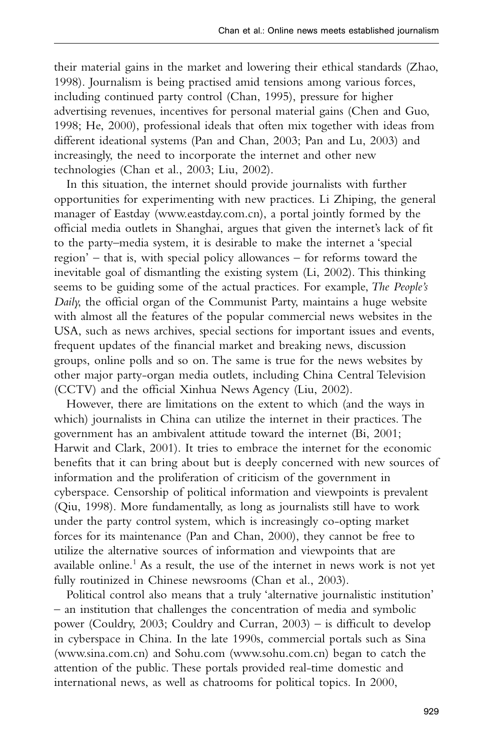their material gains in the market and lowering their ethical standards (Zhao, 1998). Journalism is being practised amid tensions among various forces, including continued party control (Chan, 1995), pressure for higher advertising revenues, incentives for personal material gains (Chen and Guo, 1998; He, 2000), professional ideals that often mix together with ideas from different ideational systems (Pan and Chan, 2003; Pan and Lu, 2003) and increasingly, the need to incorporate the internet and other new technologies (Chan et al., 2003; Liu, 2002).

In this situation, the internet should provide journalists with further opportunities for experimenting with new practices. Li Zhiping, the general manager of Eastday (www.eastday.com.cn), a portal jointly formed by the official media outlets in Shanghai, argues that given the internet's lack of fit to the party–media system, it is desirable to make the internet a 'special region' – that is, with special policy allowances – for reforms toward the inevitable goal of dismantling the existing system (Li, 2002). This thinking seems to be guiding some of the actual practices. For example, *The People's Daily*, the official organ of the Communist Party, maintains a huge website with almost all the features of the popular commercial news websites in the USA, such as news archives, special sections for important issues and events, frequent updates of the financial market and breaking news, discussion groups, online polls and so on. The same is true for the news websites by other major party-organ media outlets, including China Central Television (CCTV) and the official Xinhua News Agency (Liu, 2002).

However, there are limitations on the extent to which (and the ways in which) journalists in China can utilize the internet in their practices. The government has an ambivalent attitude toward the internet (Bi, 2001; Harwit and Clark, 2001). It tries to embrace the internet for the economic benefits that it can bring about but is deeply concerned with new sources of information and the proliferation of criticism of the government in cyberspace. Censorship of political information and viewpoints is prevalent (Qiu, 1998). More fundamentally, as long as journalists still have to work under the party control system, which is increasingly co-opting market forces for its maintenance (Pan and Chan, 2000), they cannot be free to utilize the alternative sources of information and viewpoints that are available online.[1] As a result, the use of the internet in news work is not yet fully routinized in Chinese newsrooms (Chan et al., 2003).

Political control also means that a truly 'alternative journalistic institution' – an institution that challenges the concentration of media and symbolic power (Couldry, 2003; Couldry and Curran, 2003) – is difficult to develop in cyberspace in China. In the late 1990s, commercial portals such as Sina (www.sina.com.cn) and Sohu.com (www.sohu.com.cn) began to catch the attention of the public. These portals provided real-time domestic and international news, as well as chatrooms for political topics. In 2000,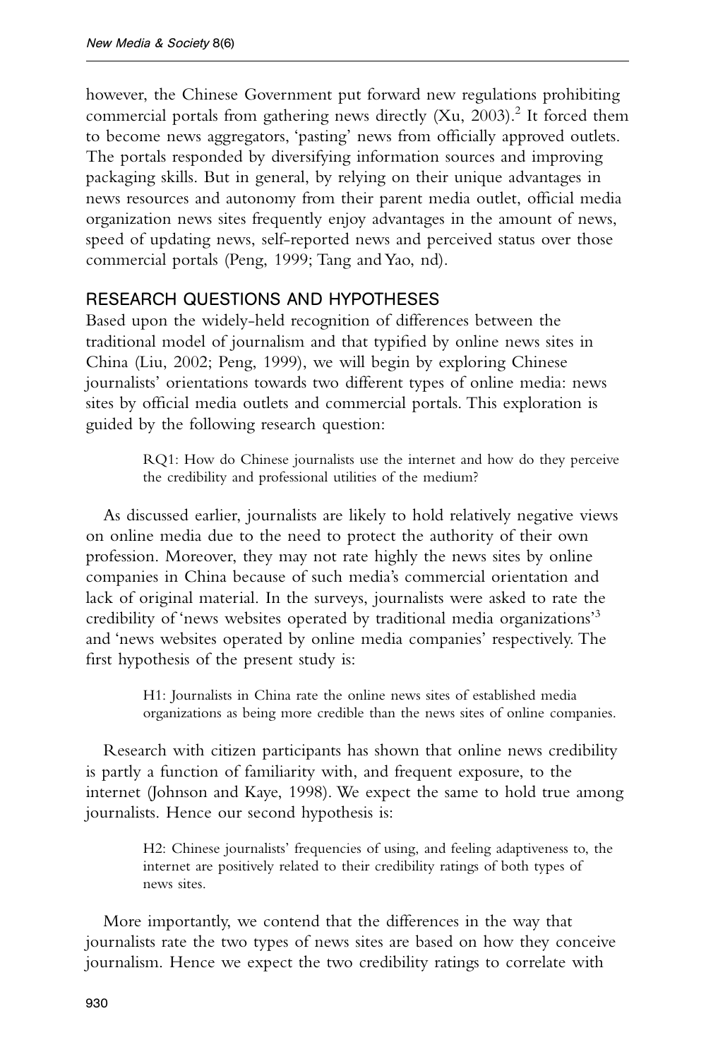however, the Chinese Government put forward new regulations prohibiting commercial portals from gathering news directly (Xu, 2003).[2] It forced them to become news aggregators, 'pasting' news from officially approved outlets. The portals responded by diversifying information sources and improving packaging skills. But in general, by relying on their unique advantages in news resources and autonomy from their parent media outlet, official media organization news sites frequently enjoy advantages in the amount of news, speed of updating news, self-reported news and perceived status over those commercial portals (Peng, 1999; Tang and Yao, nd).

## RESEARCH QUESTIONS AND HYPOTHESES

Based upon the widely-held recognition of differences between the traditional model of journalism and that typified by online news sites in China (Liu, 2002; Peng, 1999), we will begin by exploring Chinese journalists' orientations towards two different types of online media: news sites by official media outlets and commercial portals. This exploration is guided by the following research question:

> RQ1: How do Chinese journalists use the internet and how do they perceive the credibility and professional utilities of the medium?

As discussed earlier, journalists are likely to hold relatively negative views on online media due to the need to protect the authority of their own profession. Moreover, they may not rate highly the news sites by online companies in China because of such media's commercial orientation and lack of original material. In the surveys, journalists were asked to rate the credibility of 'news websites operated by traditional media organizations'[3] and 'news websites operated by online media companies' respectively. The first hypothesis of the present study is:

> H1: Journalists in China rate the online news sites of established media organizations as being more credible than the news sites of online companies.

Research with citizen participants has shown that online news credibility is partly a function of familiarity with, and frequent exposure, to the internet (Johnson and Kaye, 1998). We expect the same to hold true among journalists. Hence our second hypothesis is:

> H2: Chinese journalists' frequencies of using, and feeling adaptiveness to, the internet are positively related to their credibility ratings of both types of news sites.

More importantly, we contend that the differences in the way that journalists rate the two types of news sites are based on how they conceive journalism. Hence we expect the two credibility ratings to correlate with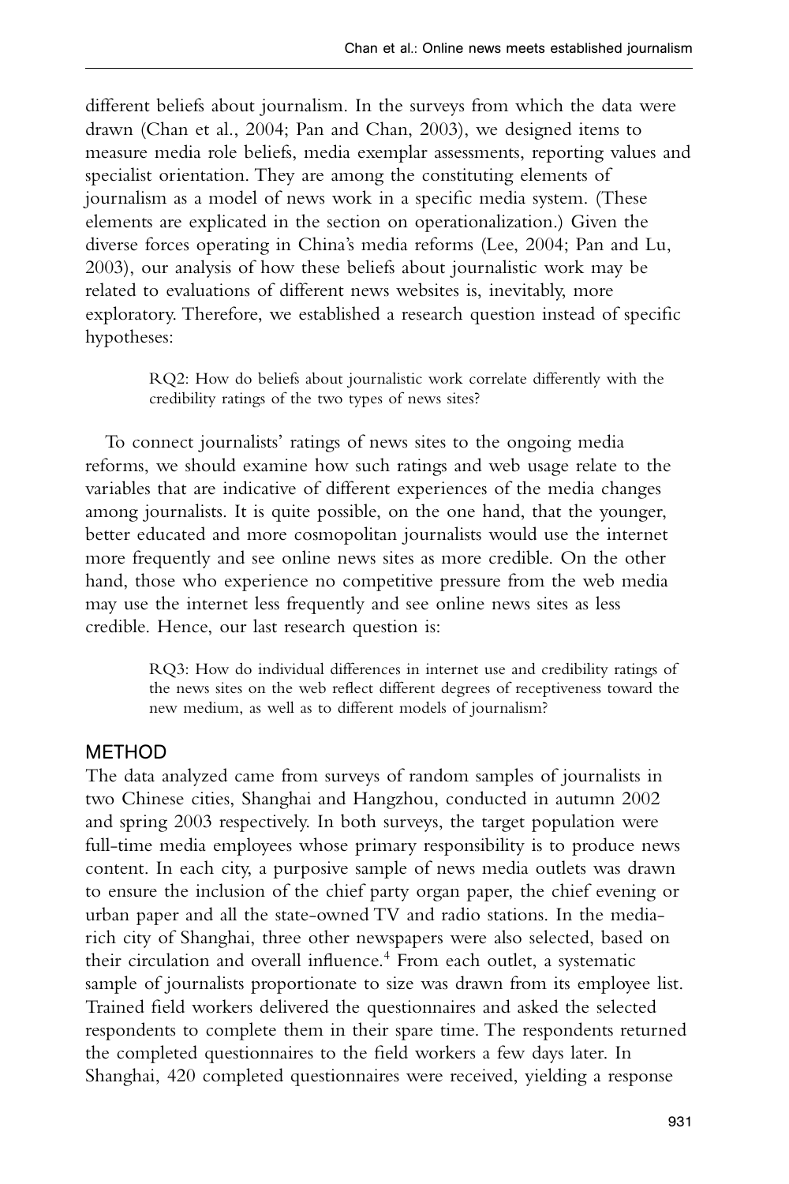different beliefs about journalism. In the surveys from which the data were drawn (Chan et al., 2004; Pan and Chan, 2003), we designed items to measure media role beliefs, media exemplar assessments, reporting values and specialist orientation. They are among the constituting elements of journalism as a model of news work in a specific media system. (These elements are explicated in the section on operationalization.) Given the diverse forces operating in China's media reforms (Lee, 2004; Pan and Lu, 2003), our analysis of how these beliefs about journalistic work may be related to evaluations of different news websites is, inevitably, more exploratory. Therefore, we established a research question instead of specific hypotheses:

> RQ2: How do beliefs about journalistic work correlate differently with the credibility ratings of the two types of news sites?

To connect journalists' ratings of news sites to the ongoing media reforms, we should examine how such ratings and web usage relate to the variables that are indicative of different experiences of the media changes among journalists. It is quite possible, on the one hand, that the younger, better educated and more cosmopolitan journalists would use the internet more frequently and see online news sites as more credible. On the other hand, those who experience no competitive pressure from the web media may use the internet less frequently and see online news sites as less credible. Hence, our last research question is:

> RQ3: How do individual differences in internet use and credibility ratings of the news sites on the web reflect different degrees of receptiveness toward the new medium, as well as to different models of journalism?

## METHOD

The data analyzed came from surveys of random samples of journalists in two Chinese cities, Shanghai and Hangzhou, conducted in autumn 2002 and spring 2003 respectively. In both surveys, the target population were full-time media employees whose primary responsibility is to produce news content. In each city, a purposive sample of news media outlets was drawn to ensure the inclusion of the chief party organ paper, the chief evening or urban paper and all the state-owned TV and radio stations. In the media-rich city of Shanghai, three other newspapers were also selected, based on their circulation and overall influence.[4] From each outlet, a systematic sample of journalists proportionate to size was drawn from its employee list. Trained field workers delivered the questionnaires and asked the selected respondents to complete them in their spare time. The respondents returned the completed questionnaires to the field workers a few days later. In Shanghai, 420 completed questionnaires were received, yielding a response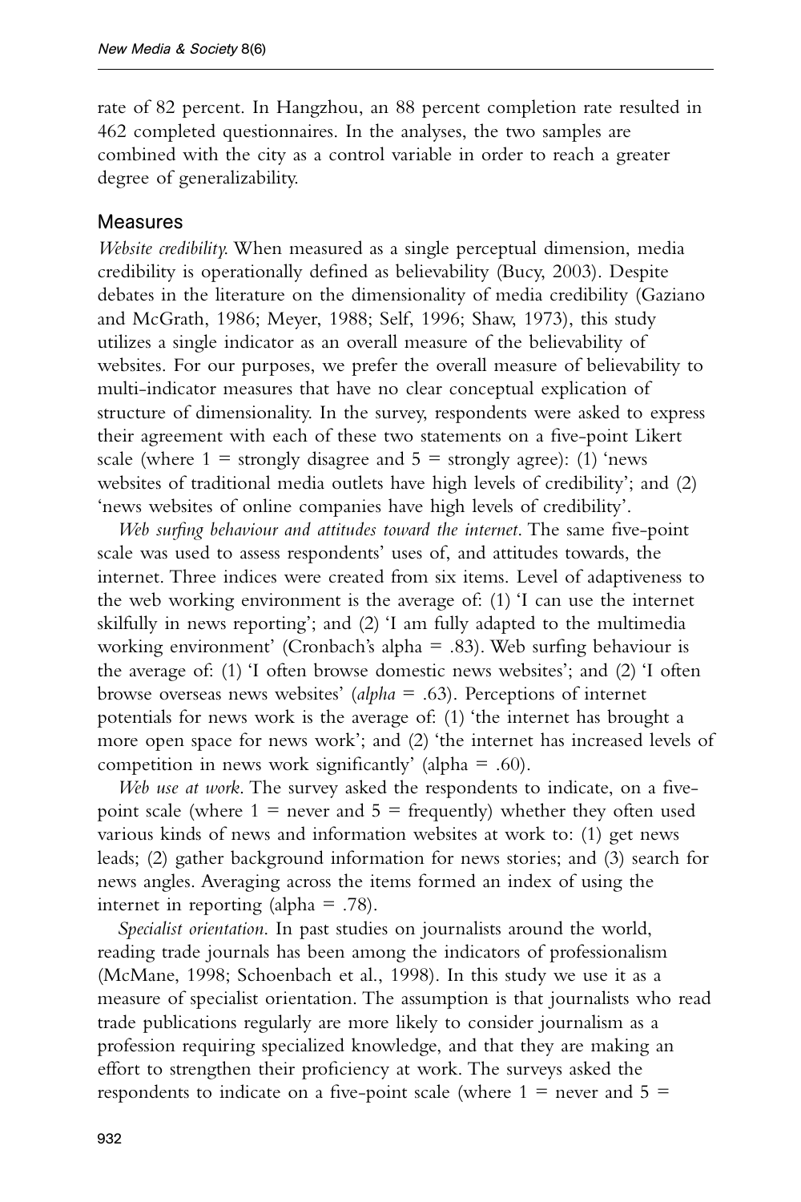rate of 82 percent. In Hangzhou, an 88 percent completion rate resulted in 462 completed questionnaires. In the analyses, the two samples are combined with the city as a control variable in order to reach a greater degree of generalizability.

## Measures

*Website credibility.* When measured as a single perceptual dimension, media credibility is operationally defined as believability (Bucy, 2003). Despite debates in the literature on the dimensionality of media credibility (Gaziano and McGrath, 1986; Meyer, 1988; Self, 1996; Shaw, 1973), this study utilizes a single indicator as an overall measure of the believability of websites. For our purposes, we prefer the overall measure of believability to multi-indicator measures that have no clear conceptual explication of structure of dimensionality. In the survey, respondents were asked to express their agreement with each of these two statements on a five-point Likert scale (where 1 = strongly disagree and 5 = strongly agree): (1) 'news websites of traditional media outlets have high levels of credibility'; and (2) 'news websites of online companies have high levels of credibility'.

*Web surfing behaviour and attitudes toward the internet.* The same five-point scale was used to assess respondents' uses of, and attitudes towards, the internet. Three indices were created from six items. Level of adaptiveness to the web working environment is the average of: (1) 'I can use the internet skilfully in news reporting'; and (2) 'I am fully adapted to the multimedia working environment' (Cronbach's alpha = .83). Web surfing behaviour is the average of: (1) 'I often browse domestic news websites'; and (2) 'I often browse overseas news websites' (*alpha* = .63). Perceptions of internet potentials for news work is the average of: (1) 'the internet has brought a more open space for news work'; and (2) 'the internet has increased levels of competition in news work significantly' (alpha = .60).

*Web use at work.* The survey asked the respondents to indicate, on a five-point scale (where 1 = never and 5 = frequently) whether they often used various kinds of news and information websites at work to: (1) get news leads; (2) gather background information for news stories; and (3) search for news angles. Averaging across the items formed an index of using the internet in reporting (alpha = .78).

*Specialist orientation.* In past studies on journalists around the world, reading trade journals has been among the indicators of professionalism (McMane, 1998; Schoenbach et al., 1998). In this study we use it as a measure of specialist orientation. The assumption is that journalists who read trade publications regularly are more likely to consider journalism as a profession requiring specialized knowledge, and that they are making an effort to strengthen their proficiency at work. The surveys asked the respondents to indicate on a five-point scale (where 1 = never and 5 =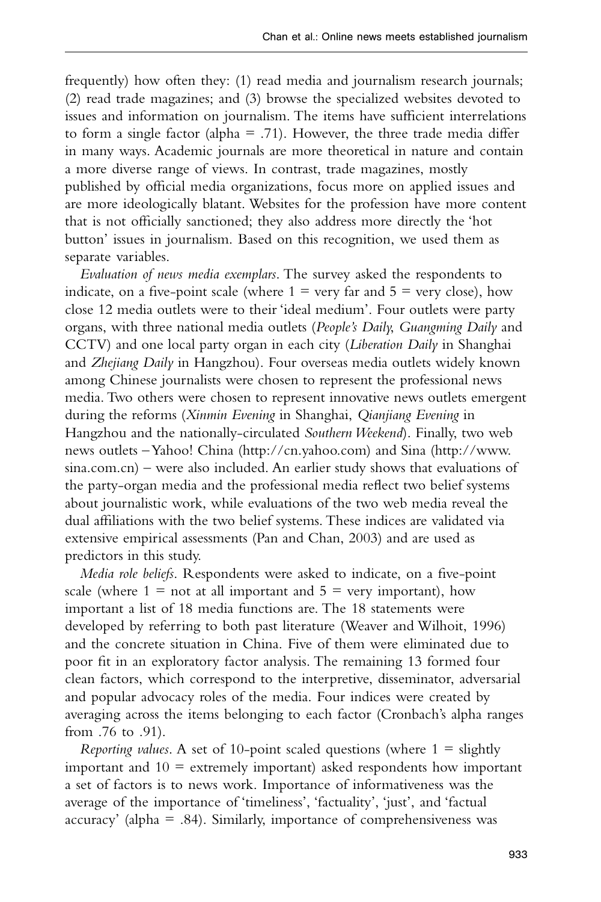frequently) how often they: (1) read media and journalism research journals; (2) read trade magazines; and (3) browse the specialized websites devoted to issues and information on journalism. The items have sufficient interrelations to form a single factor (alpha = .71). However, the three trade media differ in many ways. Academic journals are more theoretical in nature and contain a more diverse range of views. In contrast, trade magazines, mostly published by official media organizations, focus more on applied issues and are more ideologically blatant. Websites for the profession have more content that is not officially sanctioned; they also address more directly the 'hot button' issues in journalism. Based on this recognition, we used them as separate variables.

*Evaluation of news media exemplars*. The survey asked the respondents to indicate, on a five-point scale (where 1 = very far and 5 = very close), how close 12 media outlets were to their 'ideal medium'. Four outlets were party organs, with three national media outlets (*People's Daily, Guangming Daily* and CCTV) and one local party organ in each city (*Liberation Daily* in Shanghai and *Zhejiang Daily* in Hangzhou). Four overseas media outlets widely known among Chinese journalists were chosen to represent the professional news media. Two others were chosen to represent innovative news outlets emergent during the reforms (*Xinmin Evening* in Shanghai, *Qianjiang Evening* in Hangzhou and the nationally-circulated *Southern Weekend*). Finally, two web news outlets – Yahoo! China (http://cn.yahoo.com) and Sina (http://www.sina.com.cn) – were also included. An earlier study shows that evaluations of the party-organ media and the professional media reflect two belief systems about journalistic work, while evaluations of the two web media reveal the dual affiliations with the two belief systems. These indices are validated via extensive empirical assessments (Pan and Chan, 2003) and are used as predictors in this study.

*Media role beliefs*. Respondents were asked to indicate, on a five-point scale (where 1 = not at all important and 5 = very important), how important a list of 18 media functions are. The 18 statements were developed by referring to both past literature (Weaver and Wilhoit, 1996) and the concrete situation in China. Five of them were eliminated due to poor fit in an exploratory factor analysis. The remaining 13 formed four clean factors, which correspond to the interpretive, disseminator, adversarial and popular advocacy roles of the media. Four indices were created by averaging across the items belonging to each factor (Cronbach's alpha ranges from .76 to .91).

*Reporting values*. A set of 10-point scaled questions (where 1 = slightly important and 10 = extremely important) asked respondents how important a set of factors is to news work. Importance of informativeness was the average of the importance of 'timeliness', 'factuality', 'just', and 'factual accuracy' (alpha = .84). Similarly, importance of comprehensiveness was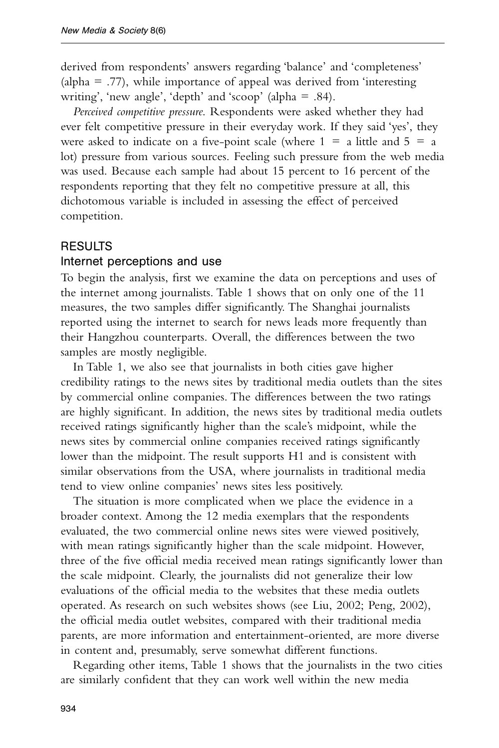derived from respondents' answers regarding 'balance' and 'completeness' (alpha = .77), while importance of appeal was derived from 'interesting writing', 'new angle', 'depth' and 'scoop' (alpha = .84).

*Perceived competitive pressure*. Respondents were asked whether they had ever felt competitive pressure in their everyday work. If they said 'yes', they were asked to indicate on a five-point scale (where 1 = a little and 5 = a lot) pressure from various sources. Feeling such pressure from the web media was used. Because each sample had about 15 percent to 16 percent of the respondents reporting that they felt no competitive pressure at all, this dichotomous variable is included in assessing the effect of perceived competition.

## RESULTS

### Internet perceptions and use

To begin the analysis, first we examine the data on perceptions and uses of the internet among journalists. Table 1 shows that on only one of the 11 measures, the two samples differ significantly. The Shanghai journalists reported using the internet to search for news leads more frequently than their Hangzhou counterparts. Overall, the differences between the two samples are mostly negligible.

In Table 1, we also see that journalists in both cities gave higher credibility ratings to the news sites by traditional media outlets than the sites by commercial online companies. The differences between the two ratings are highly significant. In addition, the news sites by traditional media outlets received ratings significantly higher than the scale's midpoint, while the news sites by commercial online companies received ratings significantly lower than the midpoint. The result supports H1 and is consistent with similar observations from the USA, where journalists in traditional media tend to view online companies' news sites less positively.

The situation is more complicated when we place the evidence in a broader context. Among the 12 media exemplars that the respondents evaluated, the two commercial online news sites were viewed positively, with mean ratings significantly higher than the scale midpoint. However, three of the five official media received mean ratings significantly lower than the scale midpoint. Clearly, the journalists did not generalize their low evaluations of the official media to the websites that these media outlets operated. As research on such websites shows (see Liu, 2002; Peng, 2002), the official media outlet websites, compared with their traditional media parents, are more information and entertainment-oriented, are more diverse in content and, presumably, serve somewhat different functions.

Regarding other items, Table 1 shows that the journalists in the two cities are similarly confident that they can work well within the new media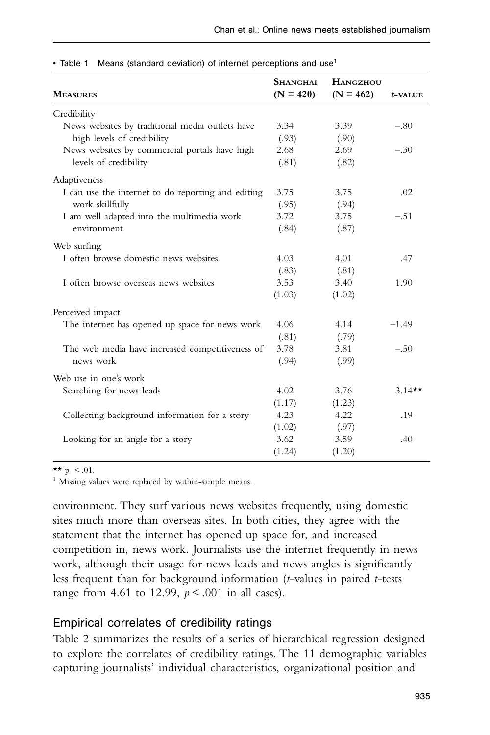• Table 1 Means (standard deviation) of internet perceptions and use[1]

| Measures | Shanghai (N = 420) | Hangzhou (N = 462) | t-value |
|---|---|---|---|
| Credibility | | | |
| News websites by traditional media outlets have high levels of credibility | 3.34 (.93) | 3.39 (.90) | −.80 |
| News websites by commercial portals have high levels of credibility | 2.68 (.81) | 2.69 (.82) | −.30 |
| Adaptiveness | | | |
| I can use the internet to do reporting and editing work skillfully | 3.75 (.95) | 3.75 (.94) | .02 |
| I am well adapted into the multimedia work environment | 3.72 (.84) | 3.75 (.87) | −.51 |
| Web surfing | | | |
| I often browse domestic news websites | 4.03 (.83) | 4.01 (.81) | .47 |
| I often browse overseas news websites | 3.53 (1.03) | 3.40 (1.02) | 1.90 |
| Perceived impact | | | |
| The internet has opened up space for news work | 4.06 (.81) | 4.14 (.79) | −1.49 |
| The web media have increased competitiveness of news work | 3.78 (.94) | 3.81 (.99) | −.50 |
| Web use in one's work | | | |
| Searching for news leads | 4.02 (1.17) | 3.76 (1.23) | 3.14** |
| Collecting background information for a story | 4.23 (1.02) | 4.22 (.97) | .19 |
| Looking for an angle for a story | 3.62 (1.24) | 3.59 (1.20) | .40 |

** $p < .01$.

[1] Missing values were replaced by within-sample means.

environment. They surf various news websites frequently, using domestic sites much more than overseas sites. In both cities, they agree with the statement that the internet has opened up space for, and increased competition in, news work. Journalists use the internet frequently in news work, although their usage for news leads and news angles is significantly less frequent than for background information (*t*-values in paired *t*-tests range from 4.61 to 12.99, $p < .001$ in all cases).

## Empirical correlates of credibility ratings

Table 2 summarizes the results of a series of hierarchical regression designed to explore the correlates of credibility ratings. The 11 demographic variables capturing journalists' individual characteristics, organizational position and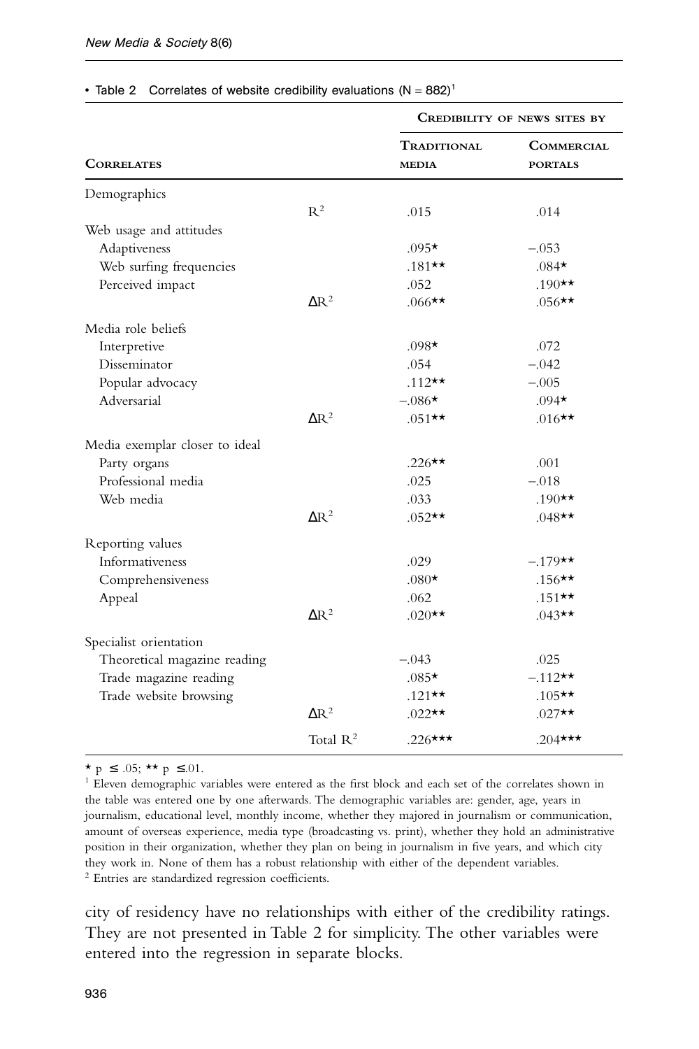• Table 2 Correlates of website credibility evaluations (N = 882)[1]

| Correlates | | Credibility of news sites by | |
|---|---|---|---|
| | | Traditional media | Commercial portals |
| Demographics | | | |
| | $R^2$ | .015 | .014 |
| Web usage and attitudes | | | |
| Adaptiveness | | .095* | –.053 |
| Web surfing frequencies | | .181** | .084* |
| Perceived impact | | .052 | .190** |
| | $\Delta R^2$ | .066** | .056** |
| Media role beliefs | | | |
| Interpretive | | .098* | .072 |
| Disseminator | | .054 | –.042 |
| Popular advocacy | | .112** | –.005 |
| Adversarial | | –.086* | .094* |
| | $\Delta R^2$ | .051** | .016** |
| Media exemplar closer to ideal | | | |
| Party organs | | .226** | .001 |
| Professional media | | .025 | –.018 |
| Web media | | .033 | .190** |
| | $\Delta R^2$ | .052** | .048** |
| Reporting values | | | |
| Informativeness | | .029 | –.179** |
| Comprehensiveness | | .080* | .156** |
| Appeal | | .062 | .151** |
| | $\Delta R^2$ | .020** | .043** |
| Specialist orientation | | | |
| Theoretical magazine reading | | –.043 | .025 |
| Trade magazine reading | | .085* | –.112** |
| Trade website browsing | | .121** | .105** |
| | $\Delta R^2$ | .022** | .027** |
| | Total $R^2$ | .226*** | .204*** |

* $p \leq .05$; ** $p \leq .01$.

[1] Eleven demographic variables were entered as the first block and each set of the correlates shown in the table was entered one by one afterwards. The demographic variables are: gender, age, years in journalism, educational level, monthly income, whether they majored in journalism or communication, amount of overseas experience, media type (broadcasting vs. print), whether they hold an administrative position in their organization, whether they plan on being in journalism in five years, and which city they work in. None of them has a robust relationship with either of the dependent variables.

[2] Entries are standardized regression coefficients.

city of residency have no relationships with either of the credibility ratings. They are not presented in Table 2 for simplicity. The other variables were entered into the regression in separate blocks.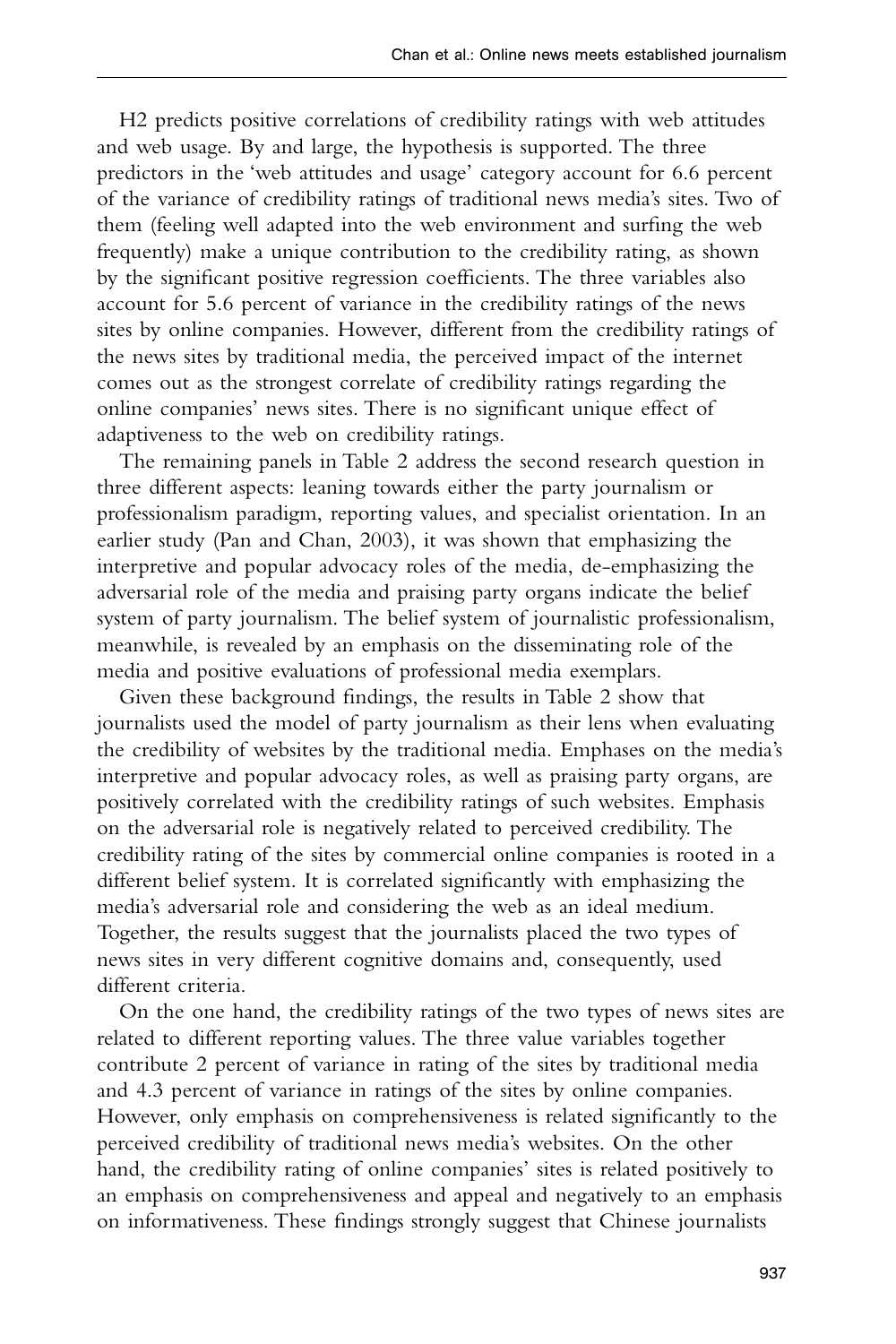H2 predicts positive correlations of credibility ratings with web attitudes and web usage. By and large, the hypothesis is supported. The three predictors in the 'web attitudes and usage' category account for 6.6 percent of the variance of credibility ratings of traditional news media's sites. Two of them (feeling well adapted into the web environment and surfing the web frequently) make a unique contribution to the credibility rating, as shown by the significant positive regression coefficients. The three variables also account for 5.6 percent of variance in the credibility ratings of the news sites by online companies. However, different from the credibility ratings of the news sites by traditional media, the perceived impact of the internet comes out as the strongest correlate of credibility ratings regarding the online companies' news sites. There is no significant unique effect of adaptiveness to the web on credibility ratings.

The remaining panels in Table 2 address the second research question in three different aspects: leaning towards either the party journalism or professionalism paradigm, reporting values, and specialist orientation. In an earlier study (Pan and Chan, 2003), it was shown that emphasizing the interpretive and popular advocacy roles of the media, de-emphasizing the adversarial role of the media and praising party organs indicate the belief system of party journalism. The belief system of journalistic professionalism, meanwhile, is revealed by an emphasis on the disseminating role of the media and positive evaluations of professional media exemplars.

Given these background findings, the results in Table 2 show that journalists used the model of party journalism as their lens when evaluating the credibility of websites by the traditional media. Emphases on the media's interpretive and popular advocacy roles, as well as praising party organs, are positively correlated with the credibility ratings of such websites. Emphasis on the adversarial role is negatively related to perceived credibility. The credibility rating of the sites by commercial online companies is rooted in a different belief system. It is correlated significantly with emphasizing the media's adversarial role and considering the web as an ideal medium. Together, the results suggest that the journalists placed the two types of news sites in very different cognitive domains and, consequently, used different criteria.

On the one hand, the credibility ratings of the two types of news sites are related to different reporting values. The three value variables together contribute 2 percent of variance in rating of the sites by traditional media and 4.3 percent of variance in ratings of the sites by online companies. However, only emphasis on comprehensiveness is related significantly to the perceived credibility of traditional news media's websites. On the other hand, the credibility rating of online companies' sites is related positively to an emphasis on comprehensiveness and appeal and negatively to an emphasis on informativeness. These findings strongly suggest that Chinese journalists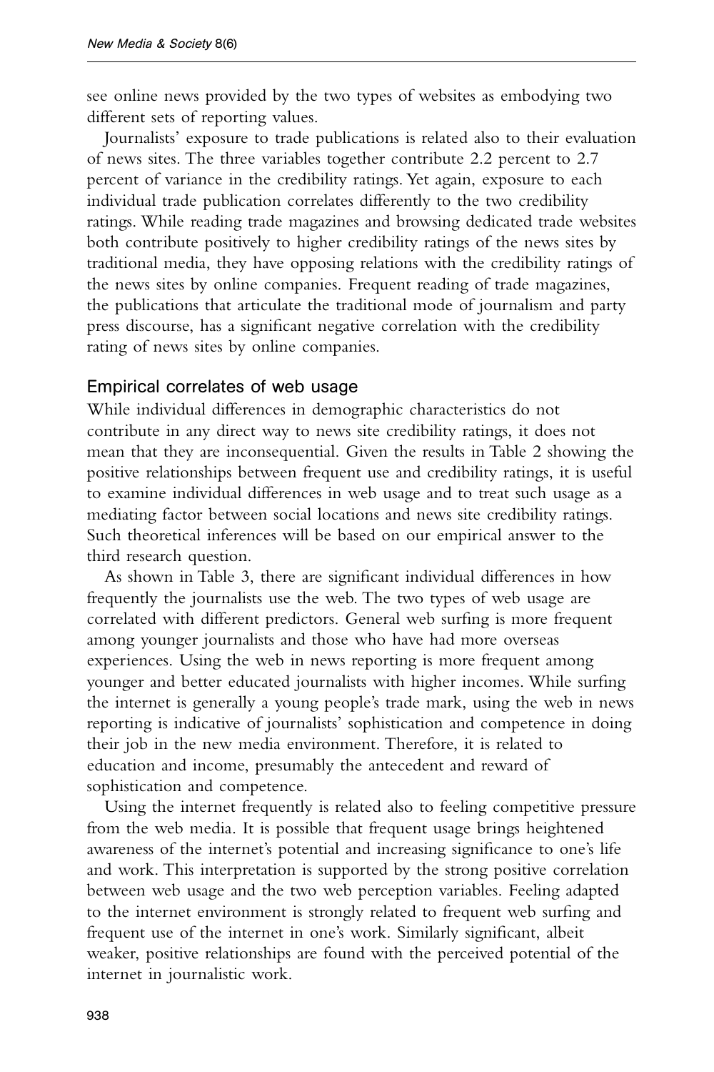see online news provided by the two types of websites as embodying two different sets of reporting values.

Journalists' exposure to trade publications is related also to their evaluation of news sites. The three variables together contribute 2.2 percent to 2.7 percent of variance in the credibility ratings. Yet again, exposure to each individual trade publication correlates differently to the two credibility ratings. While reading trade magazines and browsing dedicated trade websites both contribute positively to higher credibility ratings of the news sites by traditional media, they have opposing relations with the credibility ratings of the news sites by online companies. Frequent reading of trade magazines, the publications that articulate the traditional mode of journalism and party press discourse, has a significant negative correlation with the credibility rating of news sites by online companies.

## Empirical correlates of web usage

While individual differences in demographic characteristics do not contribute in any direct way to news site credibility ratings, it does not mean that they are inconsequential. Given the results in Table 2 showing the positive relationships between frequent use and credibility ratings, it is useful to examine individual differences in web usage and to treat such usage as a mediating factor between social locations and news site credibility ratings. Such theoretical inferences will be based on our empirical answer to the third research question.

As shown in Table 3, there are significant individual differences in how frequently the journalists use the web. The two types of web usage are correlated with different predictors. General web surfing is more frequent among younger journalists and those who have had more overseas experiences. Using the web in news reporting is more frequent among younger and better educated journalists with higher incomes. While surfing the internet is generally a young people's trade mark, using the web in news reporting is indicative of journalists' sophistication and competence in doing their job in the new media environment. Therefore, it is related to education and income, presumably the antecedent and reward of sophistication and competence.

Using the internet frequently is related also to feeling competitive pressure from the web media. It is possible that frequent usage brings heightened awareness of the internet's potential and increasing significance to one's life and work. This interpretation is supported by the strong positive correlation between web usage and the two web perception variables. Feeling adapted to the internet environment is strongly related to frequent web surfing and frequent use of the internet in one's work. Similarly significant, albeit weaker, positive relationships are found with the perceived potential of the internet in journalistic work.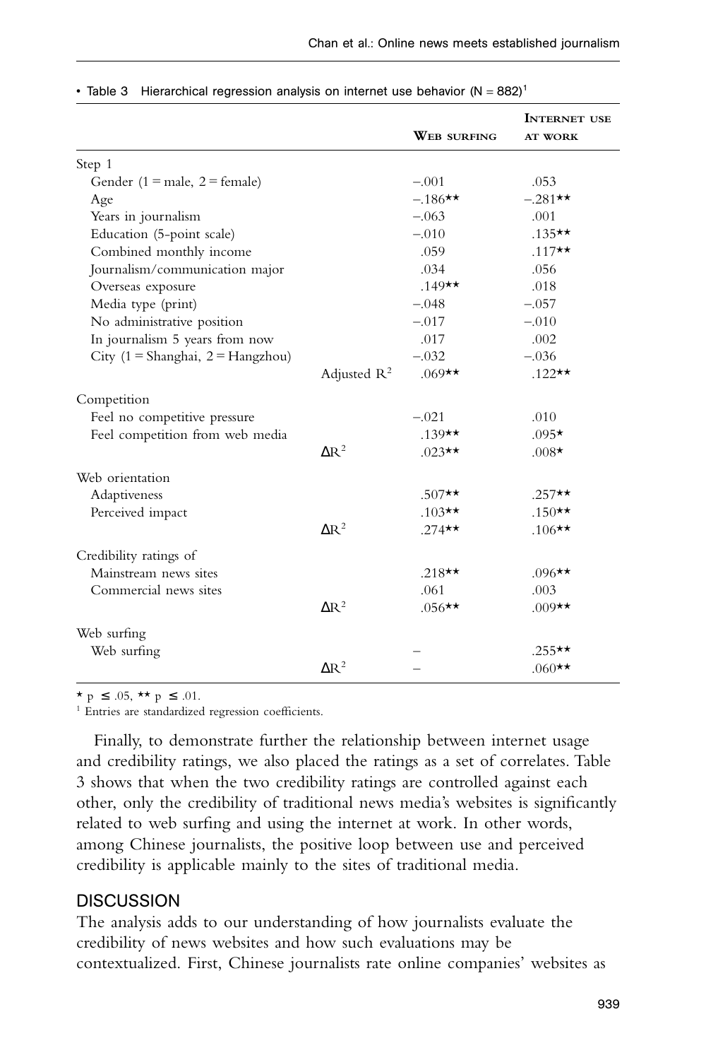• Table 3 Hierarchical regression analysis on internet use behavior (N = 882)[1]

| | | Web surfing | Internet use at work |
|---|---|---|---|
| Step 1 | | | |
| Gender (1 = male, 2 = female) | | −.001 | .053 |
| Age | | −.186** | −.281** |
| Years in journalism | | −.063 | .001 |
| Education (5-point scale) | | −.010 | .135** |
| Combined monthly income | | .059 | .117** |
| Journalism/communication major | | .034 | .056 |
| Overseas exposure | | .149** | .018 |
| Media type (print) | | −.048 | −.057 |
| No administrative position | | −.017 | −.010 |
| In journalism 5 years from now | | .017 | .002 |
| City (1 = Shanghai, 2 = Hangzhou) | | −.032 | −.036 |
| | Adjusted $R^2$ | .069** | .122** |
| Competition | | | |
| Feel no competitive pressure | | −.021 | .010 |
| Feel competition from web media | | .139** | .095* |
| | $\Delta R^2$ | .023** | .008* |
| Web orientation | | | |
| Adaptiveness | | .507** | .257** |
| Perceived impact | | .103** | .150** |
| | $\Delta R^2$ | .274** | .106** |
| Credibility ratings of | | | |
| Mainstream news sites | | .218** | .096** |
| Commercial news sites | | .061 | .003 |
| | $\Delta R^2$ | .056** | .009** |
| Web surfing | | | |
| Web surfing | | – | .255** |
| | $\Delta R^2$ | – | .060** |

* $p \leq .05$, ** $p \leq .01$.

[1] Entries are standardized regression coefficients.

Finally, to demonstrate further the relationship between internet usage and credibility ratings, we also placed the ratings as a set of correlates. Table 3 shows that when the two credibility ratings are controlled against each other, only the credibility of traditional news media's websites is significantly related to web surfing and using the internet at work. In other words, among Chinese journalists, the positive loop between use and perceived credibility is applicable mainly to the sites of traditional media.

## DISCUSSION

The analysis adds to our understanding of how journalists evaluate the credibility of news websites and how such evaluations may be contextualized. First, Chinese journalists rate online companies' websites as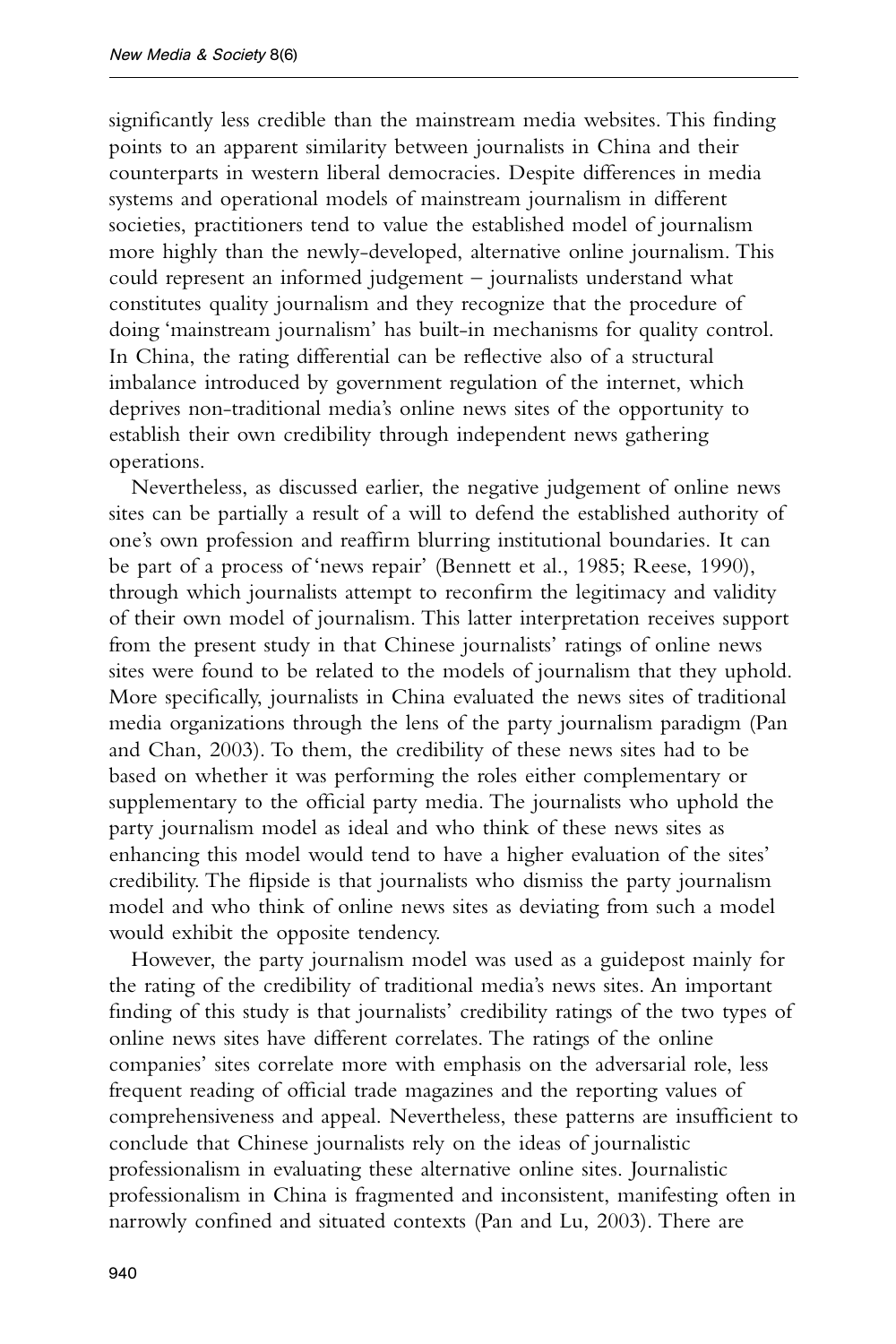significantly less credible than the mainstream media websites. This finding points to an apparent similarity between journalists in China and their counterparts in western liberal democracies. Despite differences in media systems and operational models of mainstream journalism in different societies, practitioners tend to value the established model of journalism more highly than the newly-developed, alternative online journalism. This could represent an informed judgement – journalists understand what constitutes quality journalism and they recognize that the procedure of doing 'mainstream journalism' has built-in mechanisms for quality control. In China, the rating differential can be reflective also of a structural imbalance introduced by government regulation of the internet, which deprives non-traditional media's online news sites of the opportunity to establish their own credibility through independent news gathering operations.

Nevertheless, as discussed earlier, the negative judgement of online news sites can be partially a result of a will to defend the established authority of one's own profession and reaffirm blurring institutional boundaries. It can be part of a process of 'news repair' (Bennett et al., 1985; Reese, 1990), through which journalists attempt to reconfirm the legitimacy and validity of their own model of journalism. This latter interpretation receives support from the present study in that Chinese journalists' ratings of online news sites were found to be related to the models of journalism that they uphold. More specifically, journalists in China evaluated the news sites of traditional media organizations through the lens of the party journalism paradigm (Pan and Chan, 2003). To them, the credibility of these news sites had to be based on whether it was performing the roles either complementary or supplementary to the official party media. The journalists who uphold the party journalism model as ideal and who think of these news sites as enhancing this model would tend to have a higher evaluation of the sites' credibility. The flipside is that journalists who dismiss the party journalism model and who think of online news sites as deviating from such a model would exhibit the opposite tendency.

However, the party journalism model was used as a guidepost mainly for the rating of the credibility of traditional media's news sites. An important finding of this study is that journalists' credibility ratings of the two types of online news sites have different correlates. The ratings of the online companies' sites correlate more with emphasis on the adversarial role, less frequent reading of official trade magazines and the reporting values of comprehensiveness and appeal. Nevertheless, these patterns are insufficient to conclude that Chinese journalists rely on the ideas of journalistic professionalism in evaluating these alternative online sites. Journalistic professionalism in China is fragmented and inconsistent, manifesting often in narrowly confined and situated contexts (Pan and Lu, 2003). There are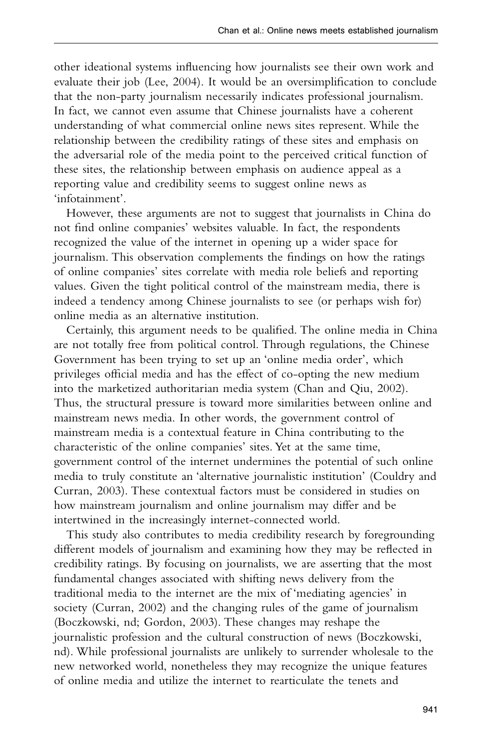other ideational systems influencing how journalists see their own work and evaluate their job (Lee, 2004). It would be an oversimplification to conclude that the non-party journalism necessarily indicates professional journalism. In fact, we cannot even assume that Chinese journalists have a coherent understanding of what commercial online news sites represent. While the relationship between the credibility ratings of these sites and emphasis on the adversarial role of the media point to the perceived critical function of these sites, the relationship between emphasis on audience appeal as a reporting value and credibility seems to suggest online news as 'infotainment'.

However, these arguments are not to suggest that journalists in China do not find online companies' websites valuable. In fact, the respondents recognized the value of the internet in opening up a wider space for journalism. This observation complements the findings on how the ratings of online companies' sites correlate with media role beliefs and reporting values. Given the tight political control of the mainstream media, there is indeed a tendency among Chinese journalists to see (or perhaps wish for) online media as an alternative institution.

Certainly, this argument needs to be qualified. The online media in China are not totally free from political control. Through regulations, the Chinese Government has been trying to set up an 'online media order', which privileges official media and has the effect of co-opting the new medium into the marketized authoritarian media system (Chan and Qiu, 2002). Thus, the structural pressure is toward more similarities between online and mainstream news media. In other words, the government control of mainstream media is a contextual feature in China contributing to the characteristic of the online companies' sites. Yet at the same time, government control of the internet undermines the potential of such online media to truly constitute an 'alternative journalistic institution' (Couldry and Curran, 2003). These contextual factors must be considered in studies on how mainstream journalism and online journalism may differ and be intertwined in the increasingly internet-connected world.

This study also contributes to media credibility research by foregrounding different models of journalism and examining how they may be reflected in credibility ratings. By focusing on journalists, we are asserting that the most fundamental changes associated with shifting news delivery from the traditional media to the internet are the mix of 'mediating agencies' in society (Curran, 2002) and the changing rules of the game of journalism (Boczkowski, nd; Gordon, 2003). These changes may reshape the journalistic profession and the cultural construction of news (Boczkowski, nd). While professional journalists are unlikely to surrender wholesale to the new networked world, nonetheless they may recognize the unique features of online media and utilize the internet to rearticulate the tenets and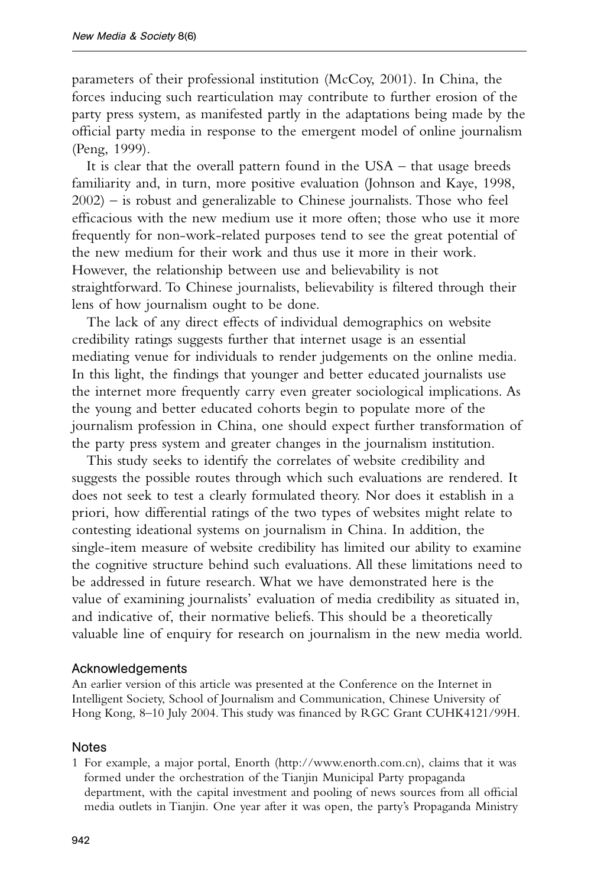parameters of their professional institution (McCoy, 2001). In China, the forces inducing such rearticulation may contribute to further erosion of the party press system, as manifested partly in the adaptations being made by the official party media in response to the emergent model of online journalism (Peng, 1999).

It is clear that the overall pattern found in the USA – that usage breeds familiarity and, in turn, more positive evaluation (Johnson and Kaye, 1998, 2002) – is robust and generalizable to Chinese journalists. Those who feel efficacious with the new medium use it more often; those who use it more frequently for non-work-related purposes tend to see the great potential of the new medium for their work and thus use it more in their work. However, the relationship between use and believability is not straightforward. To Chinese journalists, believability is filtered through their lens of how journalism ought to be done.

The lack of any direct effects of individual demographics on website credibility ratings suggests further that internet usage is an essential mediating venue for individuals to render judgements on the online media. In this light, the findings that younger and better educated journalists use the internet more frequently carry even greater sociological implications. As the young and better educated cohorts begin to populate more of the journalism profession in China, one should expect further transformation of the party press system and greater changes in the journalism institution.

This study seeks to identify the correlates of website credibility and suggests the possible routes through which such evaluations are rendered. It does not seek to test a clearly formulated theory. Nor does it establish in a priori, how differential ratings of the two types of websites might relate to contesting ideational systems on journalism in China. In addition, the single-item measure of website credibility has limited our ability to examine the cognitive structure behind such evaluations. All these limitations need to be addressed in future research. What we have demonstrated here is the value of examining journalists' evaluation of media credibility as situated in, and indicative of, their normative beliefs. This should be a theoretically valuable line of enquiry for research on journalism in the new media world.

## Acknowledgements

An earlier version of this article was presented at the Conference on the Internet in Intelligent Society, School of Journalism and Communication, Chinese University of Hong Kong, 8–10 July 2004. This study was financed by RGC Grant CUHK4121/99H.

## Notes

1 For example, a major portal, Enorth (http://www.enorth.com.cn), claims that it was formed under the orchestration of the Tianjin Municipal Party propaganda department, with the capital investment and pooling of news sources from all official media outlets in Tianjin. One year after it was open, the party's Propaganda Ministry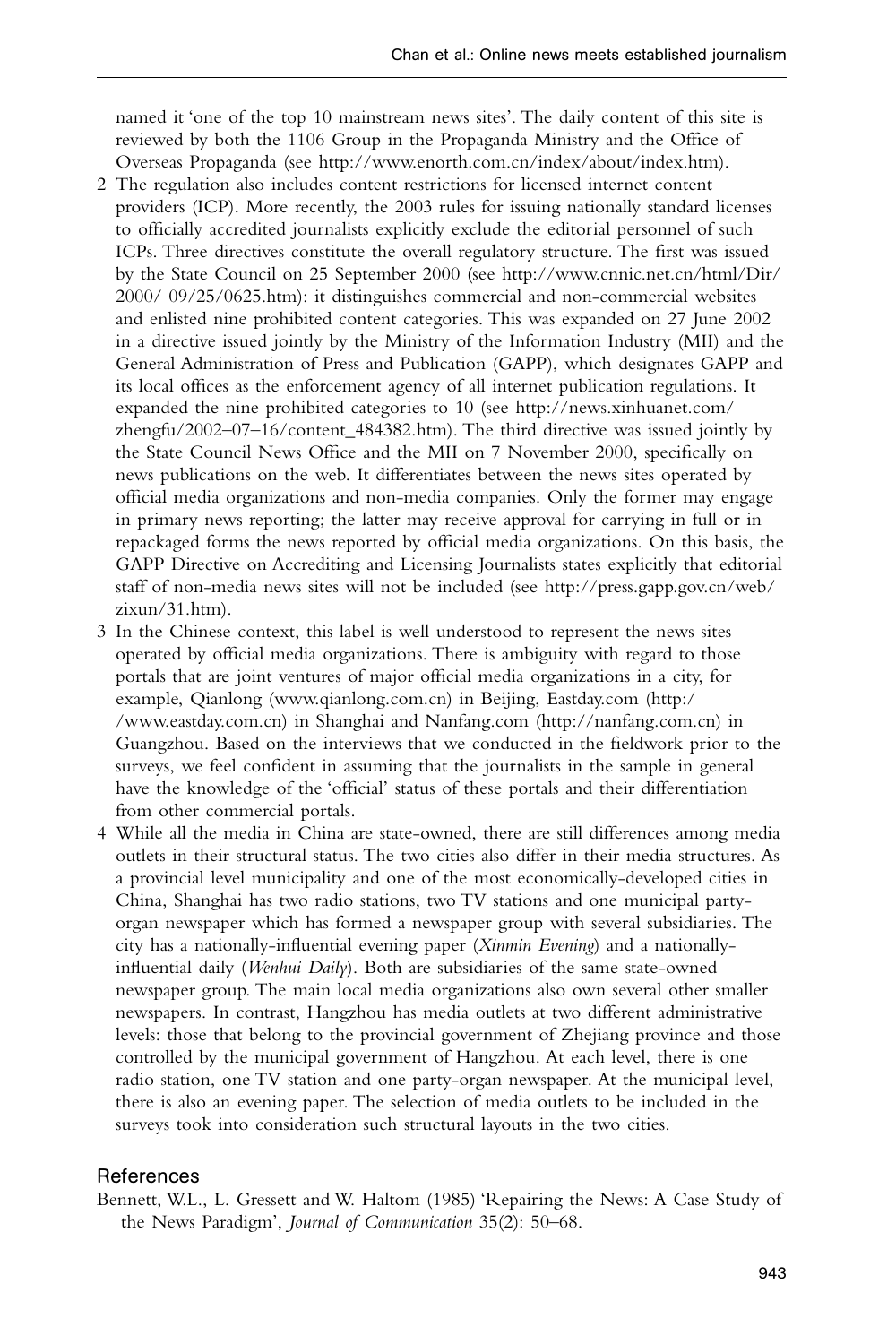named it 'one of the top 10 mainstream news sites'. The daily content of this site is reviewed by both the 1106 Group in the Propaganda Ministry and the Office of Overseas Propaganda (see http://www.enorth.com.cn/index/about/index.htm).

2 The regulation also includes content restrictions for licensed internet content providers (ICP). More recently, the 2003 rules for issuing nationally standard licenses to officially accredited journalists explicitly exclude the editorial personnel of such ICPs. Three directives constitute the overall regulatory structure. The first was issued by the State Council on 25 September 2000 (see http://www.cnnic.net.cn/html/Dir/2000/ 09/25/0625.htm): it distinguishes commercial and non-commercial websites and enlisted nine prohibited content categories. This was expanded on 27 June 2002 in a directive issued jointly by the Ministry of the Information Industry (MII) and the General Administration of Press and Publication (GAPP), which designates GAPP and its local offices as the enforcement agency of all internet publication regulations. It expanded the nine prohibited categories to 10 (see http://news.xinhuanet.com/zhengfu/2002–07–16/content_484382.htm). The third directive was issued jointly by the State Council News Office and the MII on 7 November 2000, specifically on news publications on the web. It differentiates between the news sites operated by official media organizations and non-media companies. Only the former may engage in primary news reporting; the latter may receive approval for carrying in full or in repackaged forms the news reported by official media organizations. On this basis, the GAPP Directive on Accrediting and Licensing Journalists states explicitly that editorial staff of non-media news sites will not be included (see http://press.gapp.gov.cn/web/zixun/31.htm).

3 In the Chinese context, this label is well understood to represent the news sites operated by official media organizations. There is ambiguity with regard to those portals that are joint ventures of major official media organizations in a city, for example, Qianlong (www.qianlong.com.cn) in Beijing, Eastday.com (http://www.eastday.com.cn) in Shanghai and Nanfang.com (http://nanfang.com.cn) in Guangzhou. Based on the interviews that we conducted in the fieldwork prior to the surveys, we feel confident in assuming that the journalists in the sample in general have the knowledge of the 'official' status of these portals and their differentiation from other commercial portals.

4 While all the media in China are state-owned, there are still differences among media outlets in their structural status. The two cities also differ in their media structures. As a provincial level municipality and one of the most economically-developed cities in China, Shanghai has two radio stations, two TV stations and one municipal party-organ newspaper which has formed a newspaper group with several subsidiaries. The city has a nationally-influential evening paper (*Xinmin Evening*) and a nationally-influential daily (*Wenhui Daily*). Both are subsidiaries of the same state-owned newspaper group. The main local media organizations also own several other smaller newspapers. In contrast, Hangzhou has media outlets at two different administrative levels: those that belong to the provincial government of Zhejiang province and those controlled by the municipal government of Hangzhou. At each level, there is one radio station, one TV station and one party-organ newspaper. At the municipal level, there is also an evening paper. The selection of media outlets to be included in the surveys took into consideration such structural layouts in the two cities.

## References

Bennett, W.L., L. Gressett and W. Haltom (1985) 'Repairing the News: A Case Study of the News Paradigm', *Journal of Communication* 35(2): 50–68.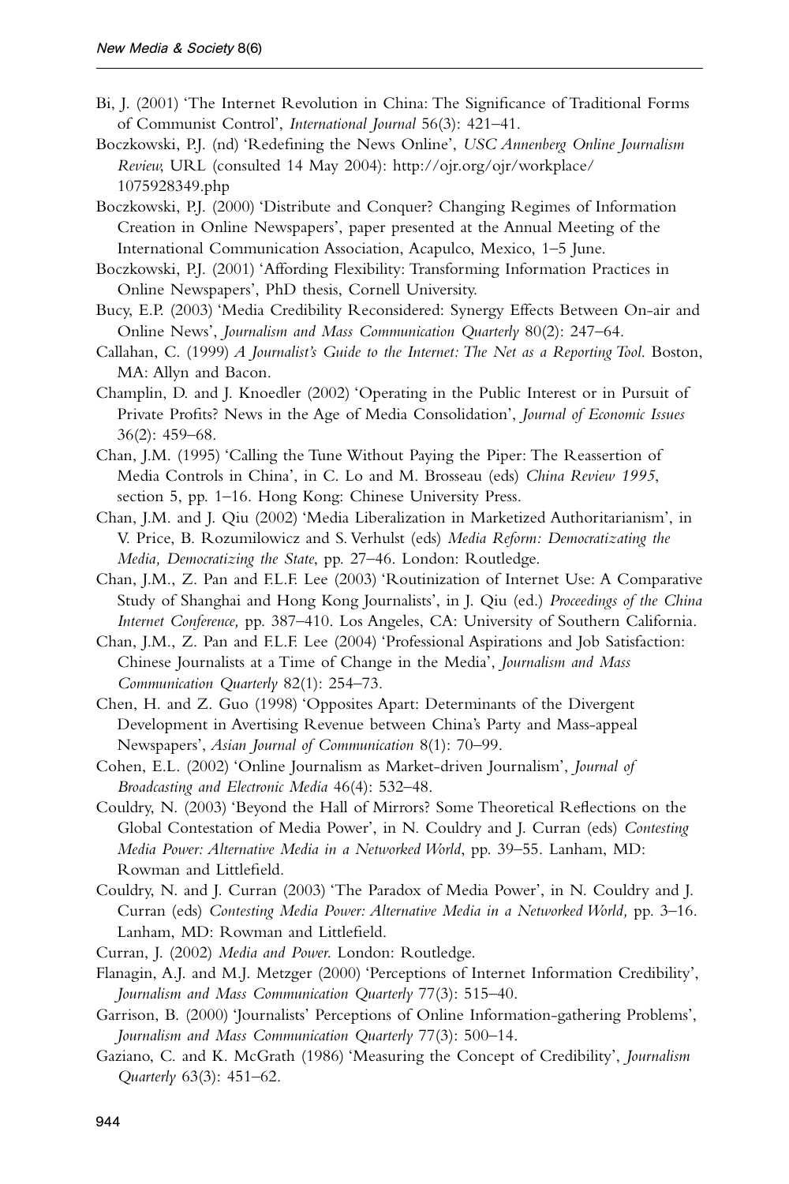Bi, J. (2001) 'The Internet Revolution in China: The Significance of Traditional Forms of Communist Control', *International Journal* 56(3): 421–41.

Boczkowski, P.J. (nd) 'Redefining the News Online', *USC Annenberg Online Journalism Review,* URL (consulted 14 May 2004): http://ojr.org/ojr/workplace/1075928349.php

Boczkowski, P.J. (2000) 'Distribute and Conquer? Changing Regimes of Information Creation in Online Newspapers', paper presented at the Annual Meeting of the International Communication Association, Acapulco, Mexico, 1–5 June.

Boczkowski, P.J. (2001) 'Affording Flexibility: Transforming Information Practices in Online Newspapers', PhD thesis, Cornell University.

Bucy, E.P. (2003) 'Media Credibility Reconsidered: Synergy Effects Between On-air and Online News', *Journalism and Mass Communication Quarterly* 80(2): 247–64.

Callahan, C. (1999) *A Journalist's Guide to the Internet: The Net as a Reporting Tool*. Boston, MA: Allyn and Bacon.

Champlin, D. and J. Knoedler (2002) 'Operating in the Public Interest or in Pursuit of Private Profits? News in the Age of Media Consolidation', *Journal of Economic Issues* 36(2): 459–68.

Chan, J.M. (1995) 'Calling the Tune Without Paying the Piper: The Reassertion of Media Controls in China', in C. Lo and M. Brosseau (eds) *China Review 1995*, section 5, pp. 1–16. Hong Kong: Chinese University Press.

Chan, J.M. and J. Qiu (2002) 'Media Liberalization in Marketized Authoritarianism', in V. Price, B. Rozumilowicz and S. Verhulst (eds) *Media Reform: Democratizating the Media, Democratizing the State*, pp. 27–46. London: Routledge.

Chan, J.M., Z. Pan and F.L.F. Lee (2003) 'Routinization of Internet Use: A Comparative Study of Shanghai and Hong Kong Journalists', in J. Qiu (ed.) *Proceedings of the China Internet Conference,* pp. 387–410. Los Angeles, CA: University of Southern California.

Chan, J.M., Z. Pan and F.L.F. Lee (2004) 'Professional Aspirations and Job Satisfaction: Chinese Journalists at a Time of Change in the Media', *Journalism and Mass Communication Quarterly* 82(1): 254–73.

Chen, H. and Z. Guo (1998) 'Opposites Apart: Determinants of the Divergent Development in Avertising Revenue between China's Party and Mass-appeal Newspapers', *Asian Journal of Communication* 8(1): 70–99.

Cohen, E.L. (2002) 'Online Journalism as Market-driven Journalism', *Journal of Broadcasting and Electronic Media* 46(4): 532–48.

Couldry, N. (2003) 'Beyond the Hall of Mirrors? Some Theoretical Reflections on the Global Contestation of Media Power', in N. Couldry and J. Curran (eds) *Contesting Media Power: Alternative Media in a Networked World*, pp. 39–55. Lanham, MD: Rowman and Littlefield.

Couldry, N. and J. Curran (2003) 'The Paradox of Media Power', in N. Couldry and J. Curran (eds) *Contesting Media Power: Alternative Media in a Networked World,* pp. 3–16. Lanham, MD: Rowman and Littlefield.

Curran, J. (2002) *Media and Power*. London: Routledge.

Flanagin, A.J. and M.J. Metzger (2000) 'Perceptions of Internet Information Credibility', *Journalism and Mass Communication Quarterly* 77(3): 515–40.

Garrison, B. (2000) 'Journalists' Perceptions of Online Information-gathering Problems', *Journalism and Mass Communication Quarterly* 77(3): 500–14.

Gaziano, C. and K. McGrath (1986) 'Measuring the Concept of Credibility', *Journalism Quarterly* 63(3): 451–62.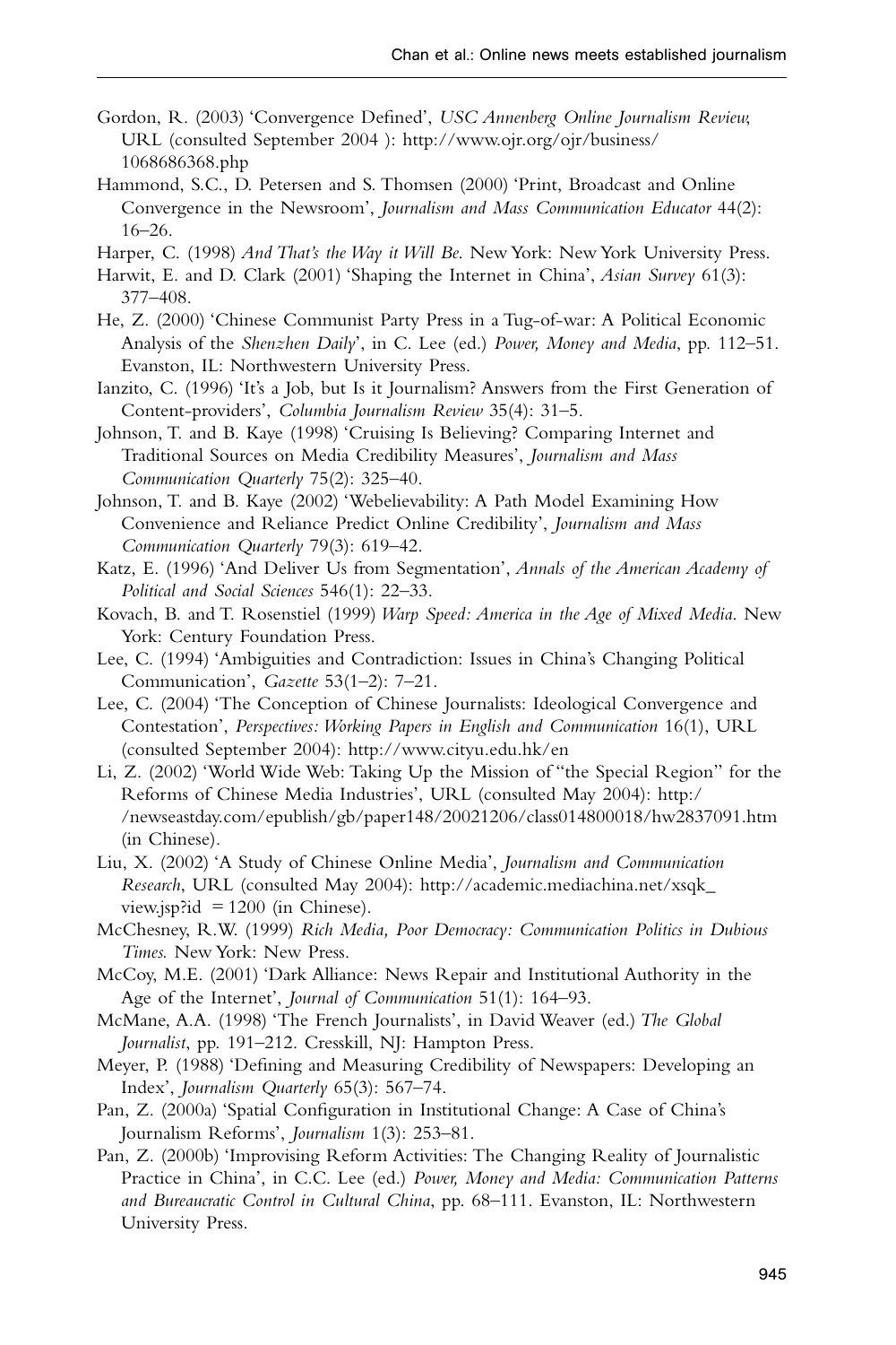Gordon, R. (2003) 'Convergence Defined', *USC Annenberg Online Journalism Review*, URL (consulted September 2004 ): http://www.ojr.org/ojr/business/1068686368.php

Hammond, S.C., D. Petersen and S. Thomsen (2000) 'Print, Broadcast and Online Convergence in the Newsroom', *Journalism and Mass Communication Educator* 44(2): 16–26.

Harper, C. (1998) *And That's the Way it Will Be*. New York: New York University Press.

Harwit, E. and D. Clark (2001) 'Shaping the Internet in China', *Asian Survey* 61(3): 377–408.

He, Z. (2000) 'Chinese Communist Party Press in a Tug-of-war: A Political Economic Analysis of the *Shenzhen Daily*', in C. Lee (ed.) *Power, Money and Media*, pp. 112–51. Evanston, IL: Northwestern University Press.

Ianzito, C. (1996) 'It's a Job, but Is it Journalism? Answers from the First Generation of Content-providers', *Columbia Journalism Review* 35(4): 31–5.

Johnson, T. and B. Kaye (1998) 'Cruising Is Believing? Comparing Internet and Traditional Sources on Media Credibility Measures', *Journalism and Mass Communication Quarterly* 75(2): 325–40.

Johnson, T. and B. Kaye (2002) 'Webelievability: A Path Model Examining How Convenience and Reliance Predict Online Credibility', *Journalism and Mass Communication Quarterly* 79(3): 619–42.

Katz, E. (1996) 'And Deliver Us from Segmentation', *Annals of the American Academy of Political and Social Sciences* 546(1): 22–33.

Kovach, B. and T. Rosenstiel (1999) *Warp Speed: America in the Age of Mixed Media*. New York: Century Foundation Press.

Lee, C. (1994) 'Ambiguities and Contradiction: Issues in China's Changing Political Communication', *Gazette* 53(1–2): 7–21.

Lee, C. (2004) 'The Conception of Chinese Journalists: Ideological Convergence and Contestation', *Perspectives: Working Papers in English and Communication* 16(1), URL (consulted September 2004): http://www.cityu.edu.hk/en

Li, Z. (2002) 'World Wide Web: Taking Up the Mission of "the Special Region" for the Reforms of Chinese Media Industries', URL (consulted May 2004): http://newseastday.com/epublish/gb/paper148/20021206/class014800018/hw2837091.htm (in Chinese).

Liu, X. (2002) 'A Study of Chinese Online Media', *Journalism and Communication Research*, URL (consulted May 2004): http://academic.mediachina.net/xsqk_view.jsp?id =1200 (in Chinese).

McChesney, R.W. (1999) *Rich Media, Poor Democracy: Communication Politics in Dubious Times*. New York: New Press.

McCoy, M.E. (2001) 'Dark Alliance: News Repair and Institutional Authority in the Age of the Internet', *Journal of Communication* 51(1): 164–93.

McMane, A.A. (1998) 'The French Journalists', in David Weaver (ed.) *The Global Journalist*, pp. 191–212. Cresskill, NJ: Hampton Press.

Meyer, P. (1988) 'Defining and Measuring Credibility of Newspapers: Developing an Index', *Journalism Quarterly* 65(3): 567–74.

Pan, Z. (2000a) 'Spatial Configuration in Institutional Change: A Case of China's Journalism Reforms', *Journalism* 1(3): 253–81.

Pan, Z. (2000b) 'Improvising Reform Activities: The Changing Reality of Journalistic Practice in China', in C.C. Lee (ed.) *Power, Money and Media: Communication Patterns and Bureaucratic Control in Cultural China*, pp. 68–111. Evanston, IL: Northwestern University Press.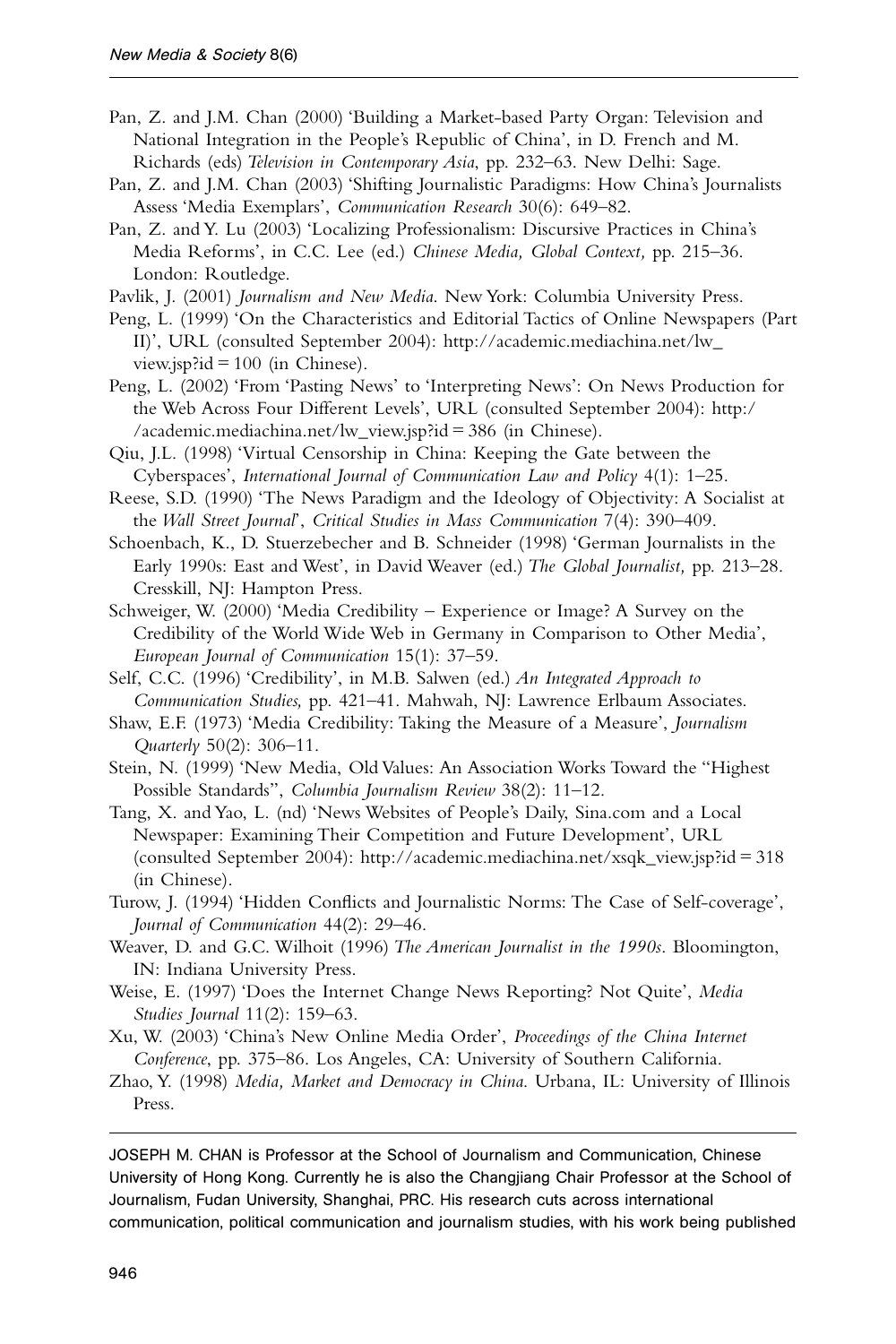Pan, Z. and J.M. Chan (2000) 'Building a Market-based Party Organ: Television and National Integration in the People's Republic of China', in D. French and M. Richards (eds) *Television in Contemporary Asia*, pp. 232–63. New Delhi: Sage.

Pan, Z. and J.M. Chan (2003) 'Shifting Journalistic Paradigms: How China's Journalists Assess 'Media Exemplars', *Communication Research* 30(6): 649–82.

Pan, Z. and Y. Lu (2003) 'Localizing Professionalism: Discursive Practices in China's Media Reforms', in C.C. Lee (ed.) *Chinese Media, Global Context,* pp. 215–36. London: Routledge.

Pavlik, J. (2001) *Journalism and New Media*. New York: Columbia University Press.

Peng, L. (1999) 'On the Characteristics and Editorial Tactics of Online Newspapers (Part II)', URL (consulted September 2004): http://academic.mediachina.net/lw_view.jsp?id = 100 (in Chinese).

Peng, L. (2002) 'From 'Pasting News' to 'Interpreting News': On News Production for the Web Across Four Different Levels', URL (consulted September 2004): http://academic.mediachina.net/lw_view.jsp?id = 386 (in Chinese).

Qiu, J.L. (1998) 'Virtual Censorship in China: Keeping the Gate between the Cyberspaces', *International Journal of Communication Law and Policy* 4(1): 1–25.

Reese, S.D. (1990) 'The News Paradigm and the Ideology of Objectivity: A Socialist at the *Wall Street Journal*', *Critical Studies in Mass Communication* 7(4): 390–409.

Schoenbach, K., D. Stuerzebecher and B. Schneider (1998) 'German Journalists in the Early 1990s: East and West', in David Weaver (ed.) *The Global Journalist,* pp. 213–28. Cresskill, NJ: Hampton Press.

Schweiger, W. (2000) 'Media Credibility – Experience or Image? A Survey on the Credibility of the World Wide Web in Germany in Comparison to Other Media', *European Journal of Communication* 15(1): 37–59.

Self, C.C. (1996) 'Credibility', in M.B. Salwen (ed.) *An Integrated Approach to Communication Studies,* pp. 421–41. Mahwah, NJ: Lawrence Erlbaum Associates.

Shaw, E.F. (1973) 'Media Credibility: Taking the Measure of a Measure', *Journalism Quarterly* 50(2): 306–11.

Stein, N. (1999) 'New Media, Old Values: An Association Works Toward the "Highest Possible Standards"', *Columbia Journalism Review* 38(2): 11–12.

Tang, X. and Yao, L. (nd) 'News Websites of People's Daily, Sina.com and a Local Newspaper: Examining Their Competition and Future Development', URL (consulted September 2004): http://academic.mediachina.net/xsqk_view.jsp?id = 318 (in Chinese).

Turow, J. (1994) 'Hidden Conflicts and Journalistic Norms: The Case of Self-coverage', *Journal of Communication* 44(2): 29–46.

Weaver, D. and G.C. Wilhoit (1996) *The American Journalist in the 1990s*. Bloomington, IN: Indiana University Press.

Weise, E. (1997) 'Does the Internet Change News Reporting? Not Quite', *Media Studies Journal* 11(2): 159–63.

Xu, W. (2003) 'China's New Online Media Order', *Proceedings of the China Internet Conference*, pp. 375–86. Los Angeles, CA: University of Southern California.

Zhao, Y. (1998) *Media, Market and Democracy in China*. Urbana, IL: University of Illinois Press.

JOSEPH M. CHAN is Professor at the School of Journalism and Communication, Chinese University of Hong Kong. Currently he is also the Changjiang Chair Professor at the School of Journalism, Fudan University, Shanghai, PRC. His research cuts across international communication, political communication and journalism studies, with his work being published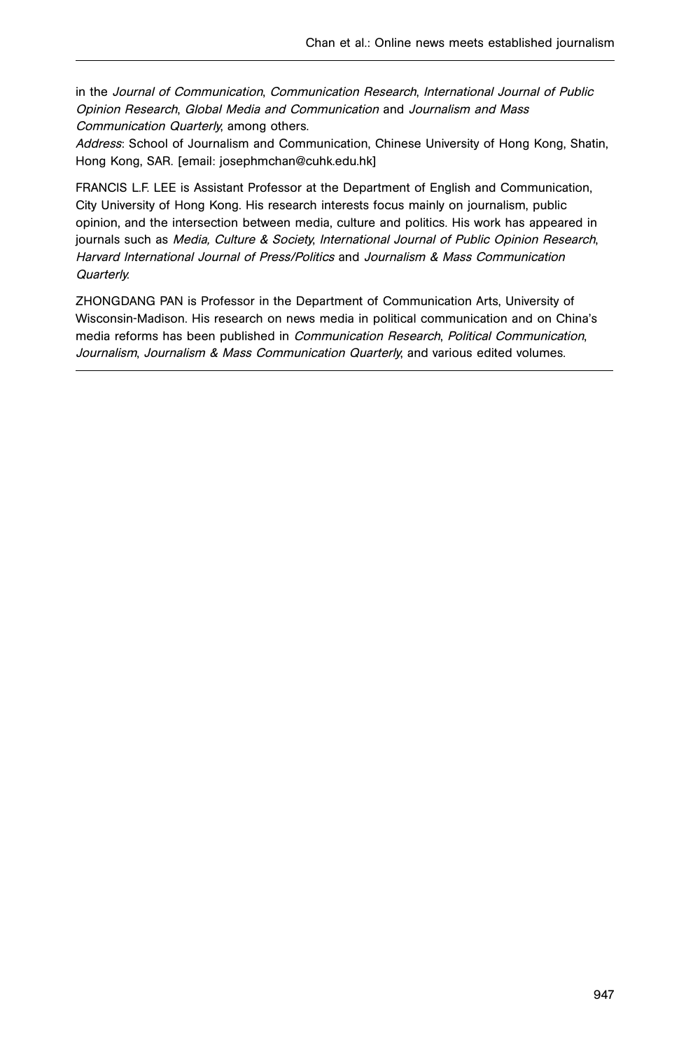in the *Journal of Communication*, *Communication Research*, *International Journal of Public Opinion Research*, *Global Media and Communication* and *Journalism and Mass Communication Quarterly*, among others.
*Address*: School of Journalism and Communication, Chinese University of Hong Kong, Shatin, Hong Kong, SAR. [email: josephmchan@cuhk.edu.hk]

FRANCIS L.F. LEE is Assistant Professor at the Department of English and Communication, City University of Hong Kong. His research interests focus mainly on journalism, public opinion, and the intersection between media, culture and politics. His work has appeared in journals such as *Media, Culture & Society*, *International Journal of Public Opinion Research*, *Harvard International Journal of Press/Politics* and *Journalism & Mass Communication Quarterly*.

ZHONGDANG PAN is Professor in the Department of Communication Arts, University of Wisconsin-Madison. His research on news media in political communication and on China's media reforms has been published in *Communication Research*, *Political Communication*, *Journalism*, *Journalism & Mass Communication Quarterly*, and various edited volumes.